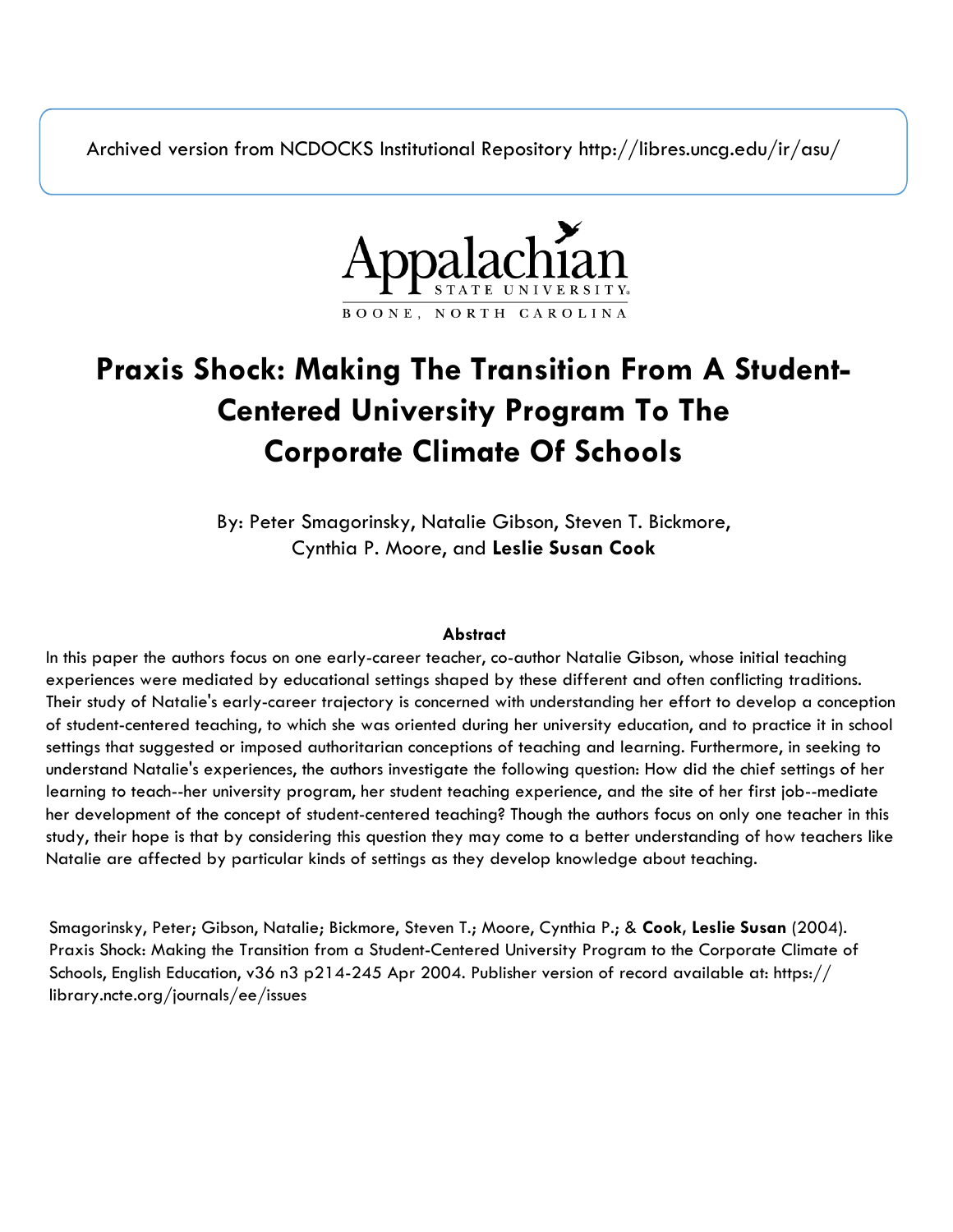Archived version from NCDOCKS Institutional Repository http://libres.uncg.edu/ir/asu/

# Praxis Shock: Making The Transition From A Student-Centered University Program To The Corporate Climate Of Schools

By: Peter Smagorinsky, Natalie Gibson, Steven T. Bickmore, Cynthia P. Moore, and **Leslie Susan Cook**

**Abstract**

In this paper the authors focus on one early-career teacher, co-author Natalie Gibson, whose initial teaching experiences were mediated by educational settings shaped by these different and often conflicting traditions. Their study of Natalie's early-career trajectory is concerned with understanding her effort to develop a conception of student-centered teaching, to which she was oriented during her university education, and to practice it in school settings that suggested or imposed authoritarian conceptions of teaching and learning. Furthermore, in seeking to understand Natalie's experiences, the authors investigate the following question: How did the chief settings of her learning to teach--her university program, her student teaching experience, and the site of her first job--mediate her development of the concept of student-centered teaching? Though the authors focus on only one teacher in this study, their hope is that by considering this question they may come to a better understanding of how teachers like Natalie are affected by particular kinds of settings as they develop knowledge about teaching.

Smagorinsky, Peter; Gibson, Natalie; Bickmore, Steven T.; Moore, Cynthia P.; & **Cook, Leslie Susan** (2004). Praxis Shock: Making the Transition from a Student-Centered University Program to the Corporate Climate of Schools, English Education, v36 n3 p214-245 Apr 2004. Publisher version of record available at: https://library.ncte.org/journals/ee/issues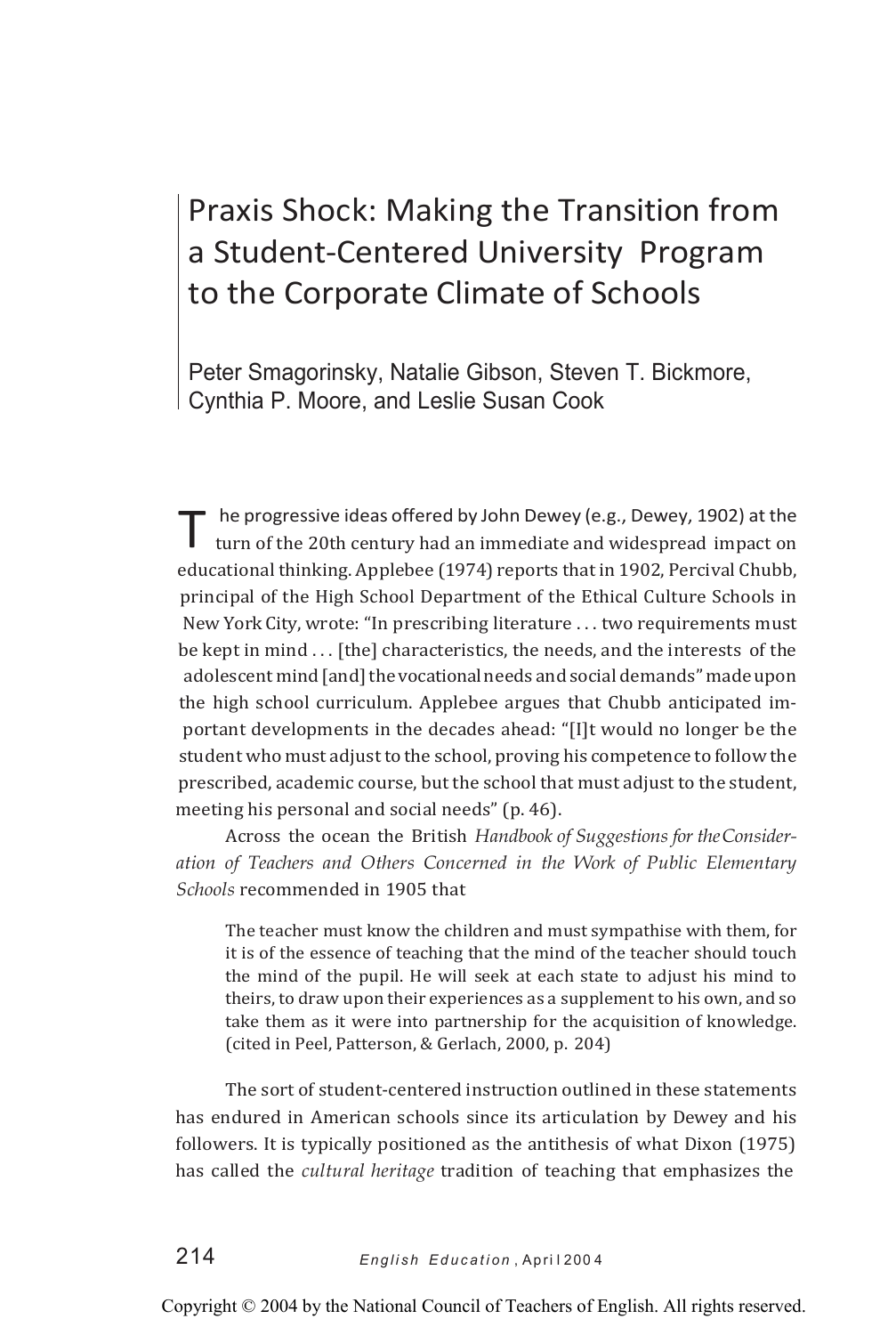# Praxis Shock: Making the Transition from a Student-Centered University Program to the Corporate Climate of Schools

Peter Smagorinsky, Natalie Gibson, Steven T. Bickmore, Cynthia P. Moore, and Leslie Susan Cook

The progressive ideas offered by John Dewey (e.g., Dewey, 1902) at the turn of the 20th century had an immediate and widespread impact on educational thinking. Applebee (1974) reports that in 1902, Percival Chubb, principal of the High School Department of the Ethical Culture Schools in New York City, wrote: "In prescribing literature . . . two requirements must be kept in mind . . . [the] characteristics, the needs, and the interests of the adolescent mind [and] the vocational needs and social demands" made upon the high school curriculum. Applebee argues that Chubb anticipated important developments in the decades ahead: "[I]t would no longer be the student who must adjust to the school, proving his competence to follow the prescribed, academic course, but the school that must adjust to the student, meeting his personal and social needs" (p. 46).

Across the ocean the British *Handbook of Suggestions for the Consideration of Teachers and Others Concerned in the Work of Public Elementary Schools* recommended in 1905 that

> The teacher must know the children and must sympathise with them, for it is of the essence of teaching that the mind of the teacher should touch the mind of the pupil. He will seek at each state to adjust his mind to theirs, to draw upon their experiences as a supplement to his own, and so take them as it were into partnership for the acquisition of knowledge. (cited in Peel, Patterson, & Gerlach, 2000, p. 204)

The sort of student-centered instruction outlined in these statements has endured in American schools since its articulation by Dewey and his followers. It is typically positioned as the antithesis of what Dixon (1975) has called the *cultural heritage* tradition of teaching that emphasizes the

Copyright © 2004 by the National Council of Teachers of English. All rights reserved.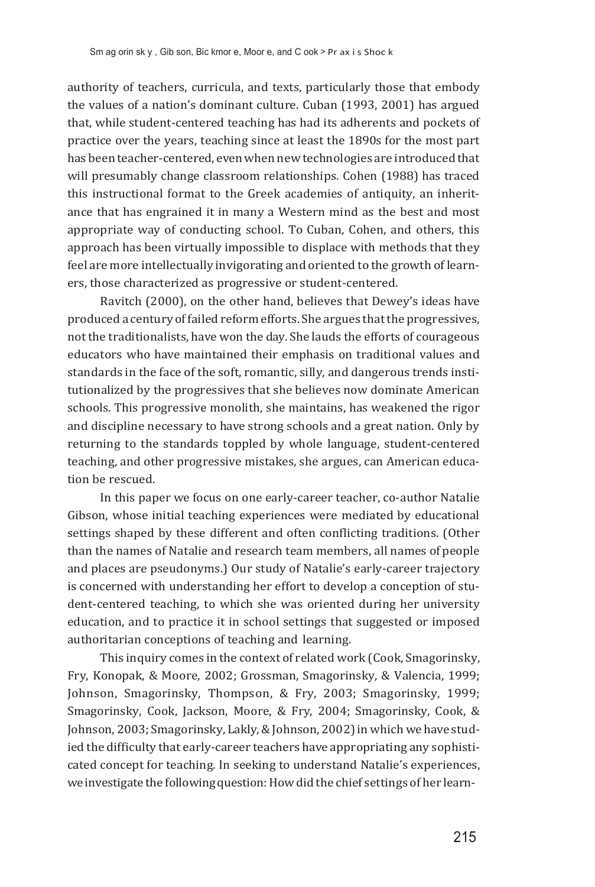authority of teachers, curricula, and texts, particularly those that embody the values of a nation's dominant culture. Cuban (1993, 2001) has argued that, while student-centered teaching has had its adherents and pockets of practice over the years, teaching since at least the 1890s for the most part has been teacher-centered, even when new technologies are introduced that will presumably change classroom relationships. Cohen (1988) has traced this instructional format to the Greek academies of antiquity, an inheritance that has engrained it in many a Western mind as the best and most appropriate way of conducting school. To Cuban, Cohen, and others, this approach has been virtually impossible to displace with methods that they feel are more intellectually invigorating and oriented to the growth of learners, those characterized as progressive or student-centered.

Ravitch (2000), on the other hand, believes that Dewey's ideas have produced a century of failed reform efforts. She argues that the progressives, not the traditionalists, have won the day. She lauds the efforts of courageous educators who have maintained their emphasis on traditional values and standards in the face of the soft, romantic, silly, and dangerous trends institutionalized by the progressives that she believes now dominate American schools. This progressive monolith, she maintains, has weakened the rigor and discipline necessary to have strong schools and a great nation. Only by returning to the standards toppled by whole language, student-centered teaching, and other progressive mistakes, she argues, can American education be rescued.

In this paper we focus on one early-career teacher, co-author Natalie Gibson, whose initial teaching experiences were mediated by educational settings shaped by these different and often conflicting traditions. (Other than the names of Natalie and research team members, all names of people and places are pseudonyms.) Our study of Natalie's early-career trajectory is concerned with understanding her effort to develop a conception of student-centered teaching, to which she was oriented during her university education, and to practice it in school settings that suggested or imposed authoritarian conceptions of teaching and learning.

This inquiry comes in the context of related work (Cook, Smagorinsky, Fry, Konopak, & Moore, 2002; Grossman, Smagorinsky, & Valencia, 1999; Johnson, Smagorinsky, Thompson, & Fry, 2003; Smagorinsky, 1999; Smagorinsky, Cook, Jackson, Moore, & Fry, 2004; Smagorinsky, Cook, & Johnson, 2003; Smagorinsky, Lakly, & Johnson, 2002) in which we have studied the difficulty that early-career teachers have appropriating any sophisticated concept for teaching. In seeking to understand Natalie's experiences, we investigate the following question: How did the chief settings of her learn-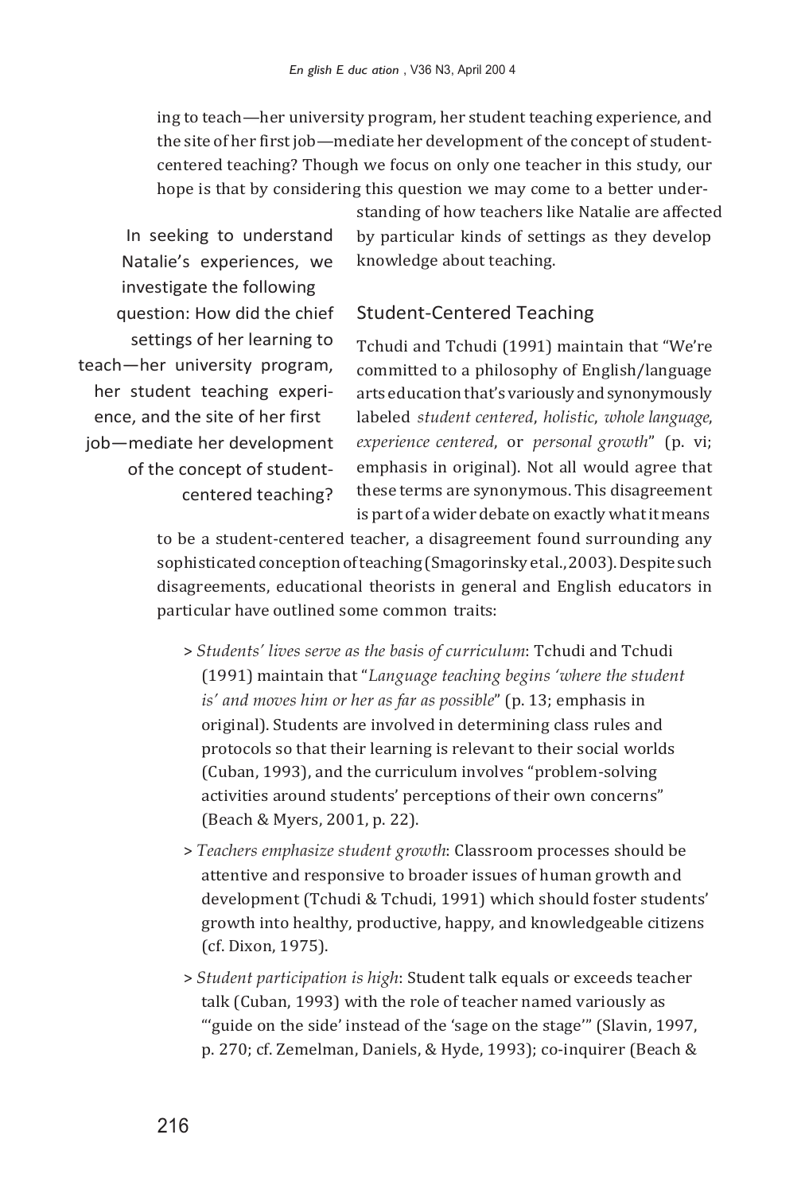ing to teach—her university program, her student teaching experience, and the site of her first job—mediate her development of the concept of student-centered teaching? Though we focus on only one teacher in this study, our hope is that by considering this question we may come to a better understanding of how teachers like Natalie are affected by particular kinds of settings as they develop knowledge about teaching.

> In seeking to understand Natalie's experiences, we investigate the following question: How did the chief settings of her learning to teach—her university program, her student teaching experience, and the site of her first job—mediate her development of the concept of student-centered teaching?

## Student-Centered Teaching

Tchudi and Tchudi (1991) maintain that "We're committed to a philosophy of English/language arts education that's variously and synonymously labeled *student centered*, *holistic*, *whole language*, *experience centered*, or *personal growth*" (p. vi; emphasis in original). Not all would agree that these terms are synonymous. This disagreement is part of a wider debate on exactly what it means to be a student-centered teacher, a disagreement found surrounding any sophisticated conception of teaching (Smagorinsky et al., 2003). Despite such disagreements, educational theorists in general and English educators in particular have outlined some common traits:

> *Students' lives serve as the basis of curriculum*: Tchudi and Tchudi (1991) maintain that "*Language teaching begins 'where the student is' and moves him or her as far as possible*" (p. 13; emphasis in original). Students are involved in determining class rules and protocols so that their learning is relevant to their social worlds (Cuban, 1993), and the curriculum involves "problem-solving activities around students' perceptions of their own concerns" (Beach & Myers, 2001, p. 22).

> *Teachers emphasize student growth*: Classroom processes should be attentive and responsive to broader issues of human growth and development (Tchudi & Tchudi, 1991) which should foster students' growth into healthy, productive, happy, and knowledgeable citizens (cf. Dixon, 1975).

> *Student participation is high*: Student talk equals or exceeds teacher talk (Cuban, 1993) with the role of teacher named variously as "'guide on the side' instead of the 'sage on the stage'" (Slavin, 1997, p. 270; cf. Zemelman, Daniels, & Hyde, 1993); co-inquirer (Beach &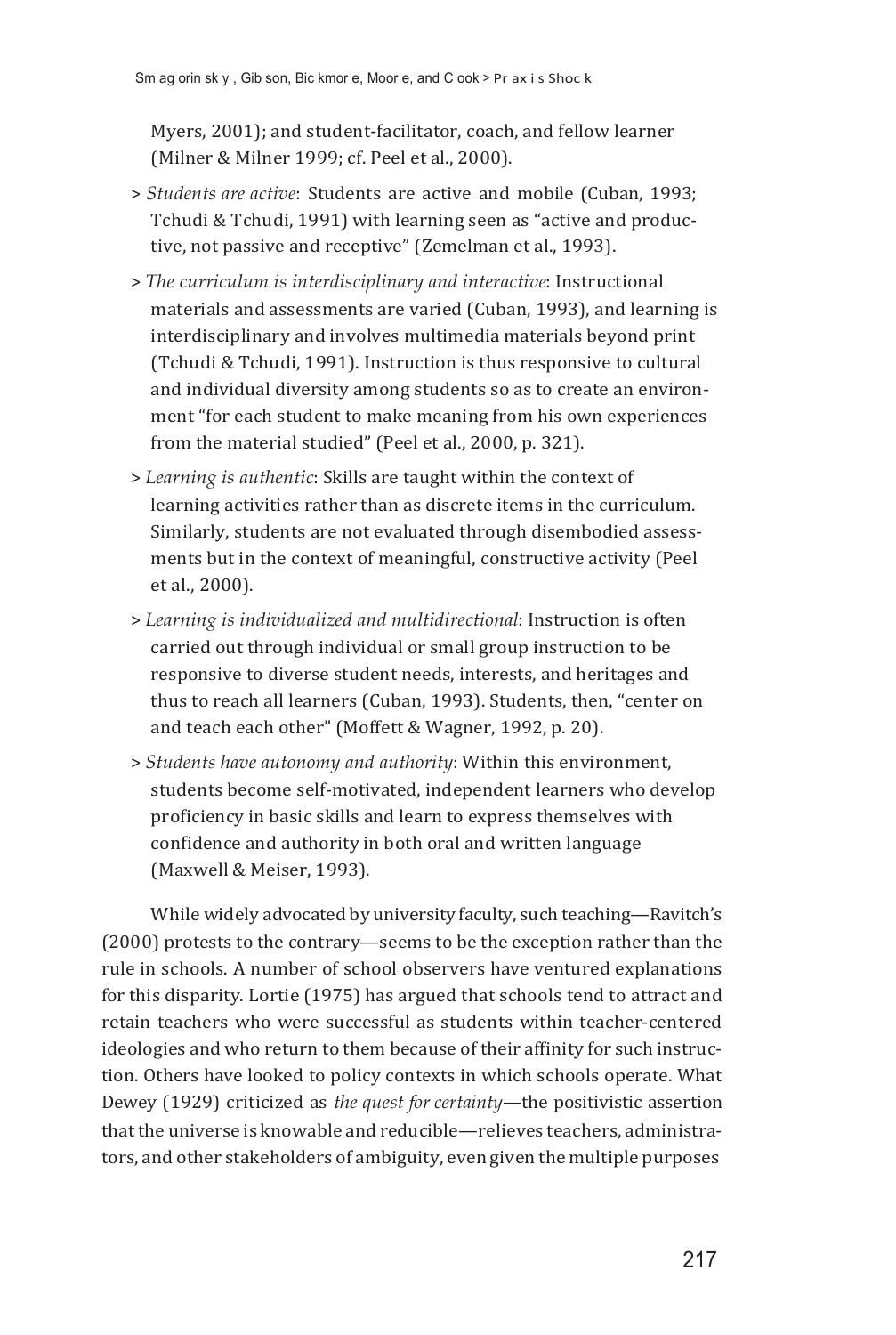Myers, 2001); and student-facilitator, coach, and fellow learner (Milner & Milner 1999; cf. Peel et al., 2000).

> *Students are active*: Students are active and mobile (Cuban, 1993; Tchudi & Tchudi, 1991) with learning seen as "active and productive, not passive and receptive" (Zemelman et al., 1993).

> *The curriculum is interdisciplinary and interactive*: Instructional materials and assessments are varied (Cuban, 1993), and learning is interdisciplinary and involves multimedia materials beyond print (Tchudi & Tchudi, 1991). Instruction is thus responsive to cultural and individual diversity among students so as to create an environment "for each student to make meaning from his own experiences from the material studied" (Peel et al., 2000, p. 321).

> *Learning is authentic*: Skills are taught within the context of learning activities rather than as discrete items in the curriculum. Similarly, students are not evaluated through disembodied assessments but in the context of meaningful, constructive activity (Peel et al., 2000).

> *Learning is individualized and multidirectional*: Instruction is often carried out through individual or small group instruction to be responsive to diverse student needs, interests, and heritages and thus to reach all learners (Cuban, 1993). Students, then, "center on and teach each other" (Moffett & Wagner, 1992, p. 20).

> *Students have autonomy and authority*: Within this environment, students become self-motivated, independent learners who develop proficiency in basic skills and learn to express themselves with confidence and authority in both oral and written language (Maxwell & Meiser, 1993).

While widely advocated by university faculty, such teaching—Ravitch's (2000) protests to the contrary—seems to be the exception rather than the rule in schools. A number of school observers have ventured explanations for this disparity. Lortie (1975) has argued that schools tend to attract and retain teachers who were successful as students within teacher-centered ideologies and who return to them because of their affinity for such instruction. Others have looked to policy contexts in which schools operate. What Dewey (1929) criticized as *the quest for certainty*—the positivistic assertion that the universe is knowable and reducible—relieves teachers, administrators, and other stakeholders of ambiguity, even given the multiple purposes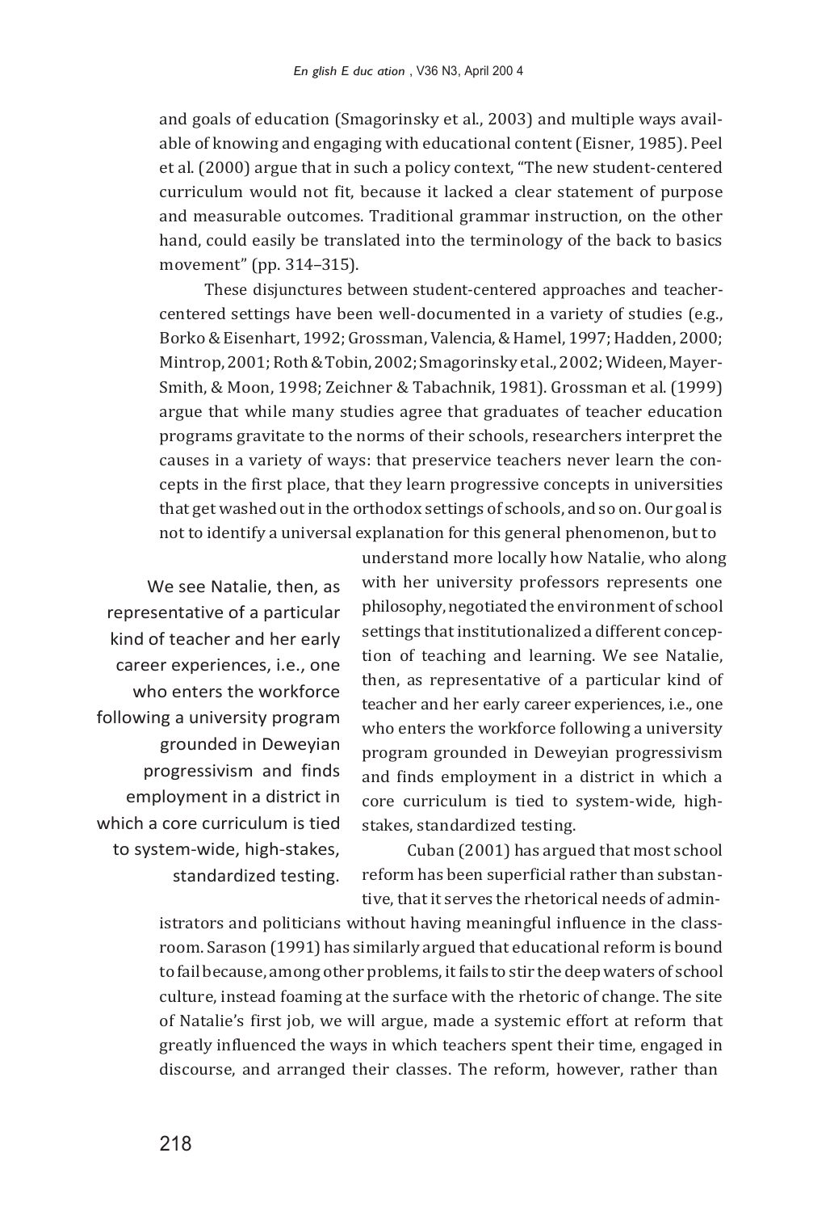and goals of education (Smagorinsky et al., 2003) and multiple ways available of knowing and engaging with educational content (Eisner, 1985). Peel et al. (2000) argue that in such a policy context, "The new student-centered curriculum would not fit, because it lacked a clear statement of purpose and measurable outcomes. Traditional grammar instruction, on the other hand, could easily be translated into the terminology of the back to basics movement" (pp. 314–315).

These disjunctures between student-centered approaches and teacher-centered settings have been well-documented in a variety of studies (e.g., Borko & Eisenhart, 1992; Grossman, Valencia, & Hamel, 1997; Hadden, 2000; Mintrop, 2001; Roth & Tobin, 2002; Smagorinsky et al., 2002; Wideen, Mayer-Smith, & Moon, 1998; Zeichner & Tabachnik, 1981). Grossman et al. (1999) argue that while many studies agree that graduates of teacher education programs gravitate to the norms of their schools, researchers interpret the causes in a variety of ways: that preservice teachers never learn the concepts in the first place, that they learn progressive concepts in universities that get washed out in the orthodox settings of schools, and so on. Our goal is not to identify a universal explanation for this general phenomenon, but to understand more locally how Natalie, who along with her university professors represents one philosophy, negotiated the environment of school settings that institutionalized a different conception of teaching and learning. We see Natalie, then, as representative of a particular kind of teacher and her early career experiences, i.e., one who enters the workforce following a university program grounded in Deweyian progressivism and finds employment in a district in which a core curriculum is tied to system-wide, high-stakes, standardized testing.

> We see Natalie, then, as representative of a particular kind of teacher and her early career experiences, i.e., one who enters the workforce following a university program grounded in Deweyian progressivism and finds employment in a district in which a core curriculum is tied to system-wide, high-stakes, standardized testing.

Cuban (2001) has argued that most school reform has been superficial rather than substantive, that it serves the rhetorical needs of administrators and politicians without having meaningful influence in the classroom. Sarason (1991) has similarly argued that educational reform is bound to fail because, among other problems, it fails to stir the deep waters of school culture, instead foaming at the surface with the rhetoric of change. The site of Natalie's first job, we will argue, made a systemic effort at reform that greatly influenced the ways in which teachers spent their time, engaged in discourse, and arranged their classes. The reform, however, rather than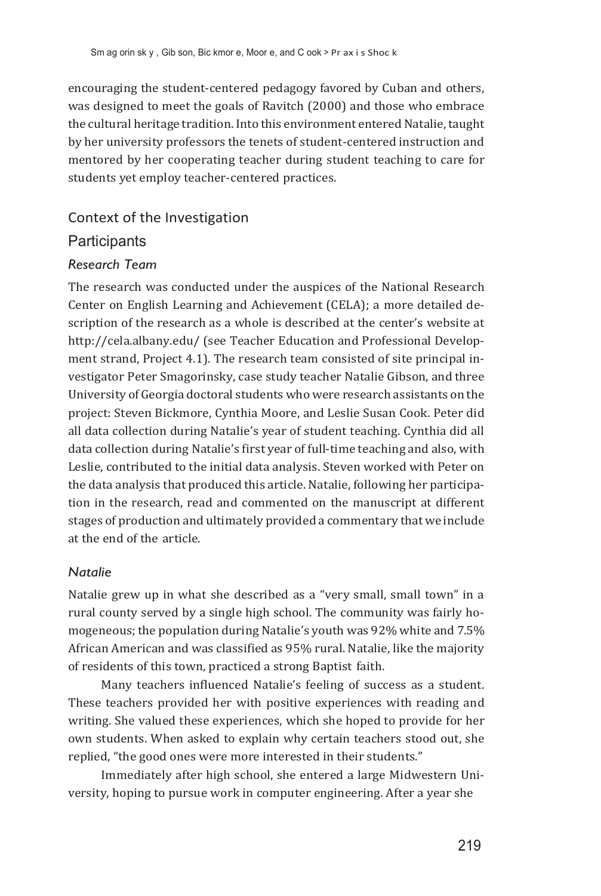encouraging the student-centered pedagogy favored by Cuban and others, was designed to meet the goals of Ravitch (2000) and those who embrace the cultural heritage tradition. Into this environment entered Natalie, taught by her university professors the tenets of student-centered instruction and mentored by her cooperating teacher during student teaching to care for students yet employ teacher-centered practices.

## Context of the Investigation

### Participants

#### *Research Team*

The research was conducted under the auspices of the National Research Center on English Learning and Achievement (CELA); a more detailed description of the research as a whole is described at the center's website at http://cela.albany.edu/ (see Teacher Education and Professional Development strand, Project 4.1). The research team consisted of site principal investigator Peter Smagorinsky, case study teacher Natalie Gibson, and three University of Georgia doctoral students who were research assistants on the project: Steven Bickmore, Cynthia Moore, and Leslie Susan Cook. Peter did all data collection during Natalie's year of student teaching. Cynthia did all data collection during Natalie's first year of full-time teaching and also, with Leslie, contributed to the initial data analysis. Steven worked with Peter on the data analysis that produced this article. Natalie, following her participation in the research, read and commented on the manuscript at different stages of production and ultimately provided a commentary that we include at the end of the article.

#### *Natalie*

Natalie grew up in what she described as a "very small, small town" in a rural county served by a single high school. The community was fairly homogeneous; the population during Natalie's youth was 92% white and 7.5% African American and was classified as 95% rural. Natalie, like the majority of residents of this town, practiced a strong Baptist faith.

Many teachers influenced Natalie's feeling of success as a student. These teachers provided her with positive experiences with reading and writing. She valued these experiences, which she hoped to provide for her own students. When asked to explain why certain teachers stood out, she replied, "the good ones were more interested in their students."

Immediately after high school, she entered a large Midwestern University, hoping to pursue work in computer engineering. After a year she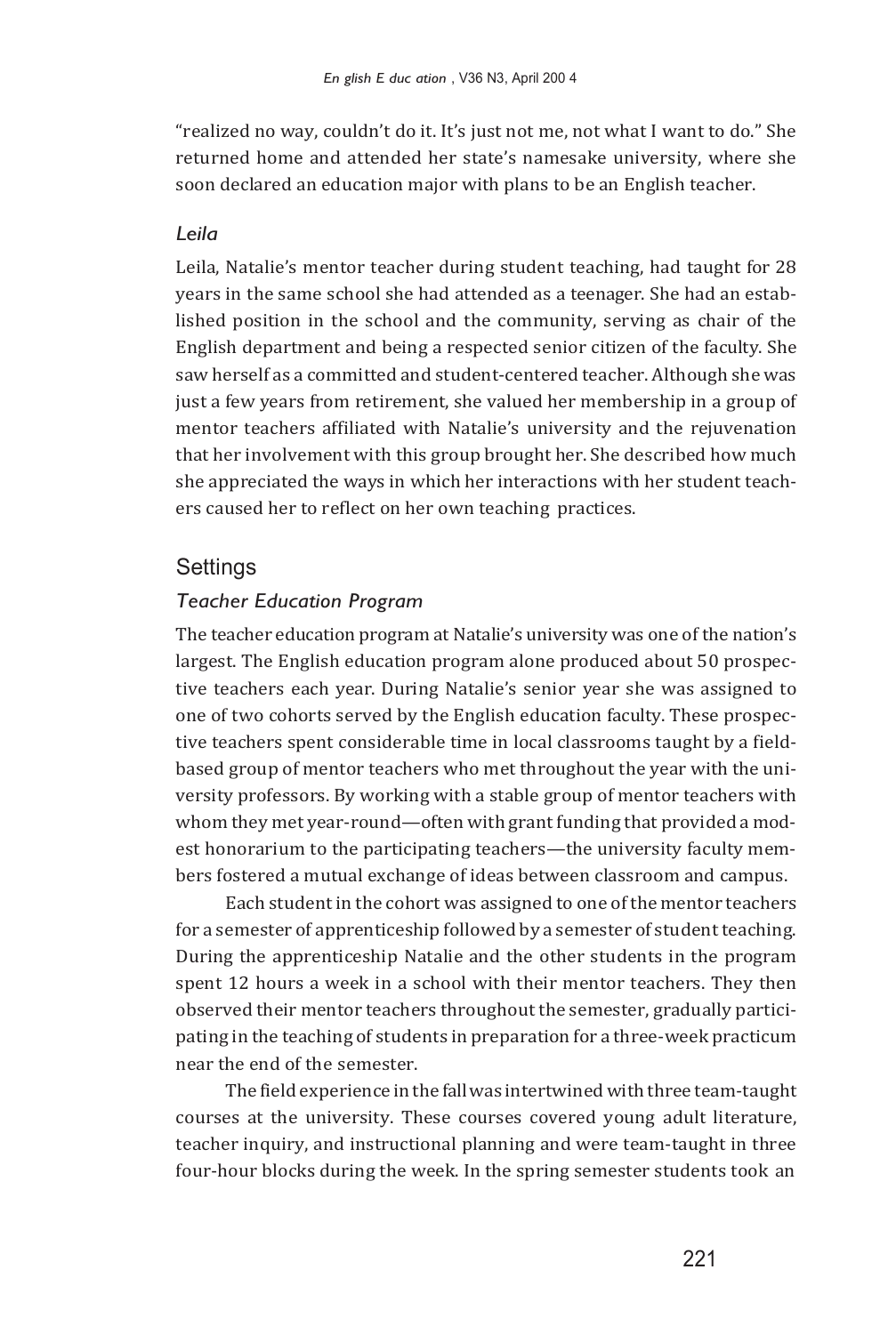"realized no way, couldn't do it. It's just not me, not what I want to do." She returned home and attended her state's namesake university, where she soon declared an education major with plans to be an English teacher.

### *Leila*

Leila, Natalie's mentor teacher during student teaching, had taught for 28 years in the same school she had attended as a teenager. She had an established position in the school and the community, serving as chair of the English department and being a respected senior citizen of the faculty. She saw herself as a committed and student-centered teacher. Although she was just a few years from retirement, she valued her membership in a group of mentor teachers affiliated with Natalie's university and the rejuvenation that her involvement with this group brought her. She described how much she appreciated the ways in which her interactions with her student teachers caused her to reflect on her own teaching practices.

## Settings

### *Teacher Education Program*

The teacher education program at Natalie's university was one of the nation's largest. The English education program alone produced about 50 prospective teachers each year. During Natalie's senior year she was assigned to one of two cohorts served by the English education faculty. These prospective teachers spent considerable time in local classrooms taught by a field-based group of mentor teachers who met throughout the year with the university professors. By working with a stable group of mentor teachers with whom they met year-round—often with grant funding that provided a modest honorarium to the participating teachers—the university faculty members fostered a mutual exchange of ideas between classroom and campus.

Each student in the cohort was assigned to one of the mentor teachers for a semester of apprenticeship followed by a semester of student teaching. During the apprenticeship Natalie and the other students in the program spent 12 hours a week in a school with their mentor teachers. They then observed their mentor teachers throughout the semester, gradually participating in the teaching of students in preparation for a three-week practicum near the end of the semester.

The field experience in the fall was intertwined with three team-taught courses at the university. These courses covered young adult literature, teacher inquiry, and instructional planning and were team-taught in three four-hour blocks during the week. In the spring semester students took an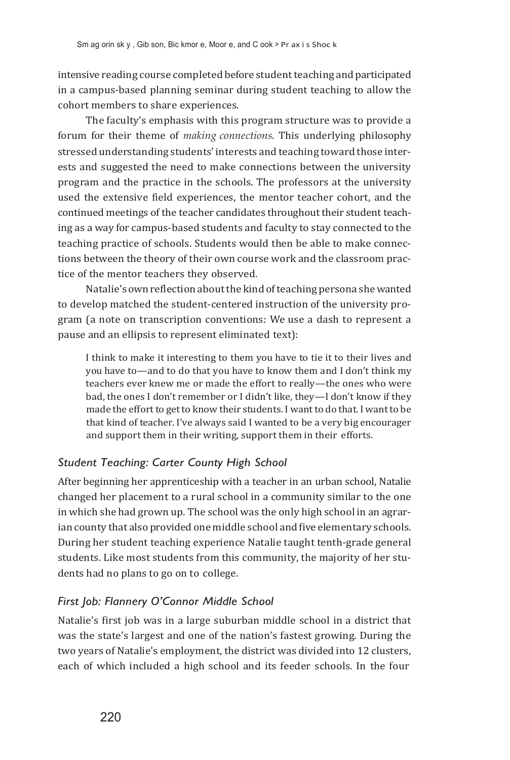intensive reading course completed before student teaching and participated in a campus-based planning seminar during student teaching to allow the cohort members to share experiences.

The faculty's emphasis with this program structure was to provide a forum for their theme of *making connections*. This underlying philosophy stressed understanding students' interests and teaching toward those interests and suggested the need to make connections between the university program and the practice in the schools. The professors at the university used the extensive field experiences, the mentor teacher cohort, and the continued meetings of the teacher candidates throughout their student teaching as a way for campus-based students and faculty to stay connected to the teaching practice of schools. Students would then be able to make connections between the theory of their own course work and the classroom practice of the mentor teachers they observed.

Natalie's own reflection about the kind of teaching persona she wanted to develop matched the student-centered instruction of the university program (a note on transcription conventions: We use a dash to represent a pause and an ellipsis to represent eliminated text):

> I think to make it interesting to them you have to tie it to their lives and you have to—and to do that you have to know them and I don't think my teachers ever knew me or made the effort to really—the ones who were bad, the ones I don't remember or I didn't like, they—I don't know if they made the effort to get to know their students. I want to do that. I want to be that kind of teacher. I've always said I wanted to be a very big encourager and support them in their writing, support them in their efforts.

### *Student Teaching: Carter County High School*

After beginning her apprenticeship with a teacher in an urban school, Natalie changed her placement to a rural school in a community similar to the one in which she had grown up. The school was the only high school in an agrarian county that also provided one middle school and five elementary schools. During her student teaching experience Natalie taught tenth-grade general students. Like most students from this community, the majority of her students had no plans to go on to college.

### *First Job: Flannery O'Connor Middle School*

Natalie's first job was in a large suburban middle school in a district that was the state's largest and one of the nation's fastest growing. During the two years of Natalie's employment, the district was divided into 12 clusters, each of which included a high school and its feeder schools. In the four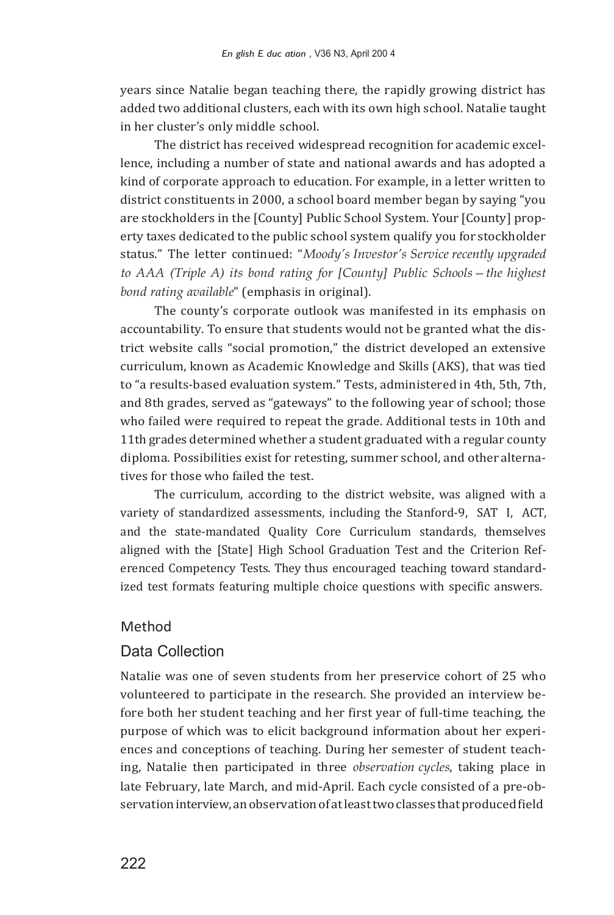years since Natalie began teaching there, the rapidly growing district has added two additional clusters, each with its own high school. Natalie taught in her cluster's only middle school.

The district has received widespread recognition for academic excellence, including a number of state and national awards and has adopted a kind of corporate approach to education. For example, in a letter written to district constituents in 2000, a school board member began by saying "you are stockholders in the [County] Public School System. Your [County] property taxes dedicated to the public school system qualify you for stockholder status." The letter continued: "*Moody's Investor's Service recently upgraded to AAA (Triple A) its bond rating for [County] Public Schools—the highest bond rating available*" (emphasis in original).

The county's corporate outlook was manifested in its emphasis on accountability. To ensure that students would not be granted what the district website calls "social promotion," the district developed an extensive curriculum, known as Academic Knowledge and Skills (AKS), that was tied to "a results-based evaluation system." Tests, administered in 4th, 5th, 7th, and 8th grades, served as "gateways" to the following year of school; those who failed were required to repeat the grade. Additional tests in 10th and 11th grades determined whether a student graduated with a regular county diploma. Possibilities exist for retesting, summer school, and other alternatives for those who failed the test.

The curriculum, according to the district website, was aligned with a variety of standardized assessments, including the Stanford-9, SAT I, ACT, and the state-mandated Quality Core Curriculum standards, themselves aligned with the [State] High School Graduation Test and the Criterion Referenced Competency Tests. They thus encouraged teaching toward standardized test formats featuring multiple choice questions with specific answers.

## Method

### Data Collection

Natalie was one of seven students from her preservice cohort of 25 who volunteered to participate in the research. She provided an interview before both her student teaching and her first year of full-time teaching, the purpose of which was to elicit background information about her experiences and conceptions of teaching. During her semester of student teaching, Natalie then participated in three *observation cycles*, taking place in late February, late March, and mid-April. Each cycle consisted of a pre-observation interview, an observation of at least two classes that produced field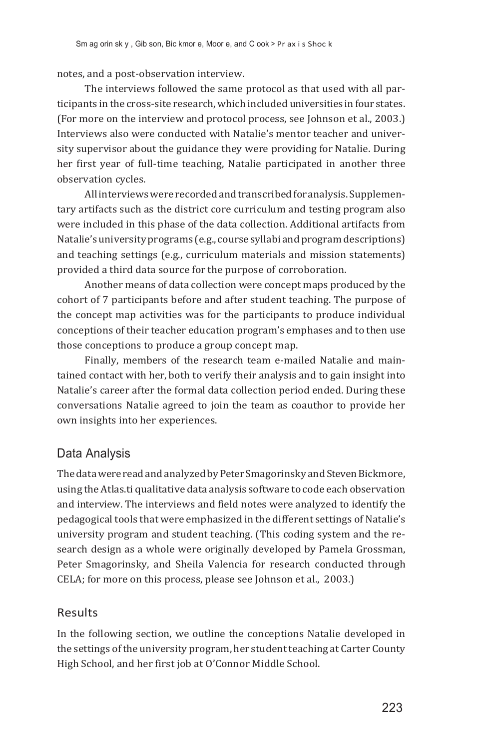notes, and a post-observation interview.

The interviews followed the same protocol as that used with all participants in the cross-site research, which included universities in four states. (For more on the interview and protocol process, see Johnson et al., 2003.) Interviews also were conducted with Natalie's mentor teacher and university supervisor about the guidance they were providing for Natalie. During her first year of full-time teaching, Natalie participated in another three observation cycles.

All interviews were recorded and transcribed for analysis. Supplementary artifacts such as the district core curriculum and testing program also were included in this phase of the data collection. Additional artifacts from Natalie's university programs (e.g., course syllabi and program descriptions) and teaching settings (e.g., curriculum materials and mission statements) provided a third data source for the purpose of corroboration.

Another means of data collection were concept maps produced by the cohort of 7 participants before and after student teaching. The purpose of the concept map activities was for the participants to produce individual conceptions of their teacher education program's emphases and to then use those conceptions to produce a group concept map.

Finally, members of the research team e-mailed Natalie and maintained contact with her, both to verify their analysis and to gain insight into Natalie's career after the formal data collection period ended. During these conversations Natalie agreed to join the team as coauthor to provide her own insights into her experiences.

## Data Analysis

The data were read and analyzed by Peter Smagorinsky and Steven Bickmore, using the Atlas.ti qualitative data analysis software to code each observation and interview. The interviews and field notes were analyzed to identify the pedagogical tools that were emphasized in the different settings of Natalie's university program and student teaching. (This coding system and the research design as a whole were originally developed by Pamela Grossman, Peter Smagorinsky, and Sheila Valencia for research conducted through CELA; for more on this process, please see Johnson et al., 2003.)

## Results

In the following section, we outline the conceptions Natalie developed in the settings of the university program, her student teaching at Carter County High School, and her first job at O'Connor Middle School.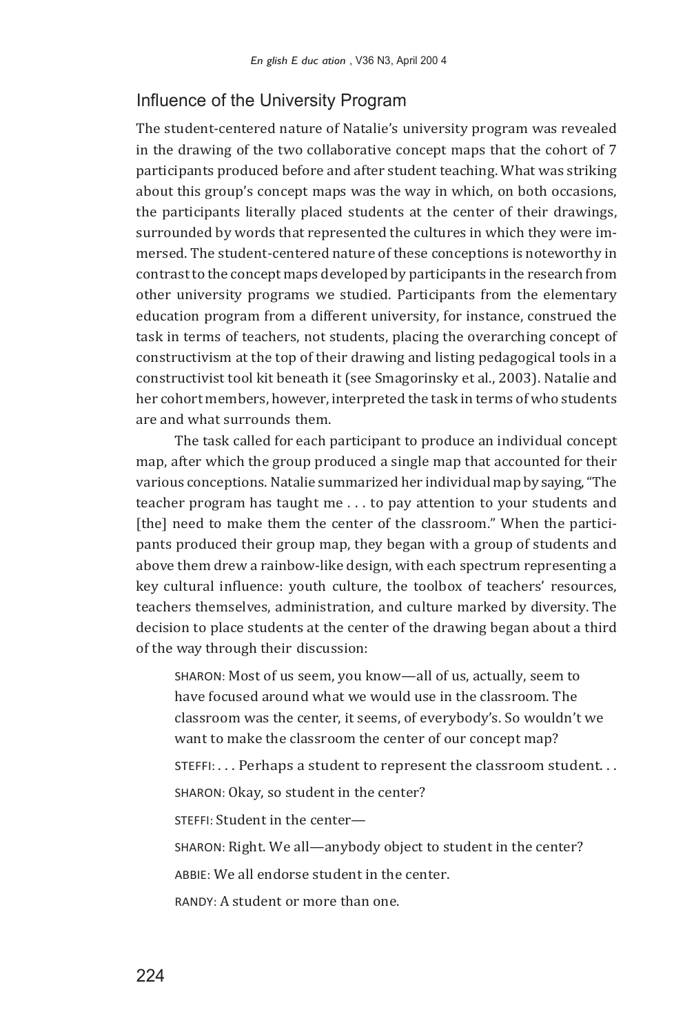## Influence of the University Program

The student-centered nature of Natalie's university program was revealed in the drawing of the two collaborative concept maps that the cohort of 7 participants produced before and after student teaching. What was striking about this group's concept maps was the way in which, on both occasions, the participants literally placed students at the center of their drawings, surrounded by words that represented the cultures in which they were immersed. The student-centered nature of these conceptions is noteworthy in contrast to the concept maps developed by participants in the research from other university programs we studied. Participants from the elementary education program from a different university, for instance, construed the task in terms of teachers, not students, placing the overarching concept of constructivism at the top of their drawing and listing pedagogical tools in a constructivist tool kit beneath it (see Smagorinsky et al., 2003). Natalie and her cohort members, however, interpreted the task in terms of who students are and what surrounds them.

The task called for each participant to produce an individual concept map, after which the group produced a single map that accounted for their various conceptions. Natalie summarized her individual map by saying, "The teacher program has taught me . . . to pay attention to your students and [the] need to make them the center of the classroom." When the participants produced their group map, they began with a group of students and above them drew a rainbow-like design, with each spectrum representing a key cultural influence: youth culture, the toolbox of teachers' resources, teachers themselves, administration, and culture marked by diversity. The decision to place students at the center of the drawing began about a third of the way through their discussion:

> SHARON: Most of us seem, you know—all of us, actually, seem to have focused around what we would use in the classroom. The classroom was the center, it seems, of everybody's. So wouldn't we want to make the classroom the center of our concept map?
>
> STEFFI: . . . Perhaps a student to represent the classroom student. . .
>
> SHARON: Okay, so student in the center?
>
> STEFFI: Student in the center—
>
> SHARON: Right. We all—anybody object to student in the center?
>
> ABBIE: We all endorse student in the center.
>
> RANDY: A student or more than one.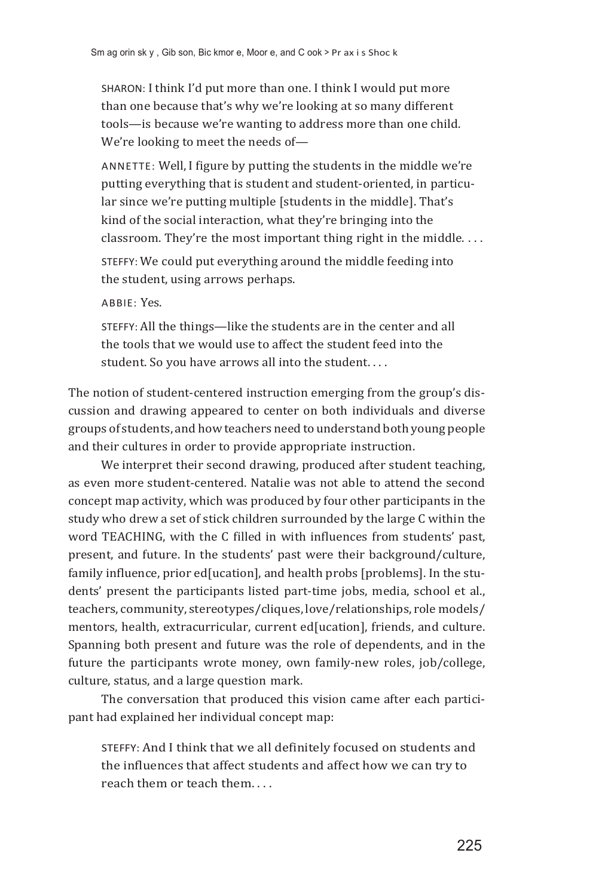SHARON: I think I'd put more than one. I think I would put more than one because that's why we're looking at so many different tools—is because we're wanting to address more than one child. We're looking to meet the needs of—

ANNETTE: Well, I figure by putting the students in the middle we're putting everything that is student and student-oriented, in particular since we're putting multiple [students in the middle]. That's kind of the social interaction, what they're bringing into the classroom. They're the most important thing right in the middle. . . .

STEFFY: We could put everything around the middle feeding into the student, using arrows perhaps.

ABBIE: Yes.

STEFFY: All the things—like the students are in the center and all the tools that we would use to affect the student feed into the student. So you have arrows all into the student. . . .

The notion of student-centered instruction emerging from the group's discussion and drawing appeared to center on both individuals and diverse groups of students, and how teachers need to understand both young people and their cultures in order to provide appropriate instruction.

We interpret their second drawing, produced after student teaching, as even more student-centered. Natalie was not able to attend the second concept map activity, which was produced by four other participants in the study who drew a set of stick children surrounded by the large C within the word TEACHING, with the C filled in with influences from students' past, present, and future. In the students' past were their background/culture, family influence, prior ed[ucation], and health probs [problems]. In the students' present the participants listed part-time jobs, media, school et al., teachers, community, stereotypes/cliques, love/relationships, role models/mentors, health, extracurricular, current ed[ucation], friends, and culture. Spanning both present and future was the role of dependents, and in the future the participants wrote money, own family-new roles, job/college, culture, status, and a large question mark.

The conversation that produced this vision came after each participant had explained her individual concept map:

STEFFY: And I think that we all definitely focused on students and the influences that affect students and affect how we can try to reach them or teach them. . . .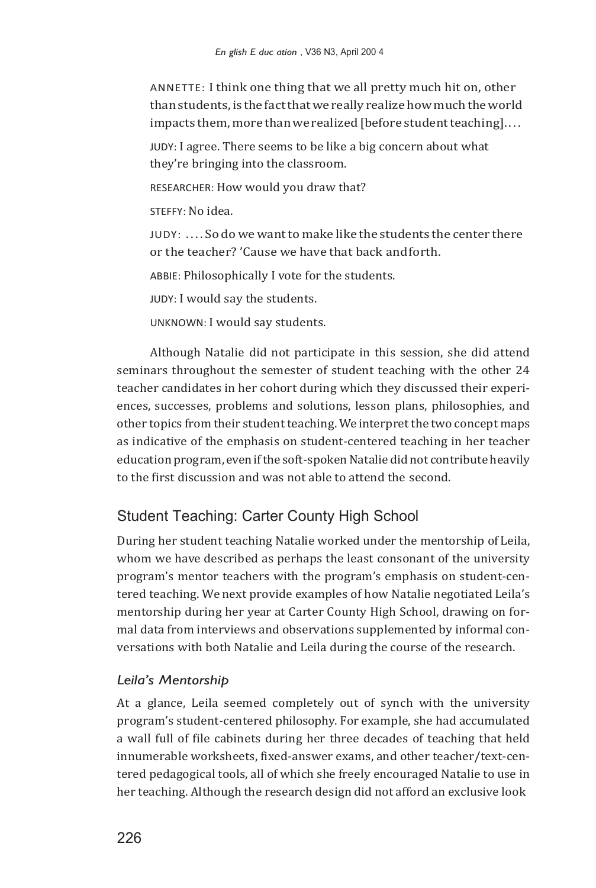ANNETTE: I think one thing that we all pretty much hit on, other than students, is the fact that we really realize how much the world impacts them, more than we realized [before student teaching]. . . .

JUDY: I agree. There seems to be like a big concern about what they're bringing into the classroom.

RESEARCHER: How would you draw that?

STEFFY: No idea.

JUDY: . . . . So do we want to make like the students the center there or the teacher? 'Cause we have that back and forth.

ABBIE: Philosophically I vote for the students.

JUDY: I would say the students.

UNKNOWN: I would say students.

Although Natalie did not participate in this session, she did attend seminars throughout the semester of student teaching with the other 24 teacher candidates in her cohort during which they discussed their experiences, successes, problems and solutions, lesson plans, philosophies, and other topics from their student teaching. We interpret the two concept maps as indicative of the emphasis on student-centered teaching in her teacher education program, even if the soft-spoken Natalie did not contribute heavily to the first discussion and was not able to attend the second.

## Student Teaching: Carter County High School

During her student teaching Natalie worked under the mentorship of Leila, whom we have described as perhaps the least consonant of the university program's mentor teachers with the program's emphasis on student-centered teaching. We next provide examples of how Natalie negotiated Leila's mentorship during her year at Carter County High School, drawing on formal data from interviews and observations supplemented by informal conversations with both Natalie and Leila during the course of the research.

### *Leila's Mentorship*

At a glance, Leila seemed completely out of synch with the university program's student-centered philosophy. For example, she had accumulated a wall full of file cabinets during her three decades of teaching that held innumerable worksheets, fixed-answer exams, and other teacher/text-centered pedagogical tools, all of which she freely encouraged Natalie to use in her teaching. Although the research design did not afford an exclusive look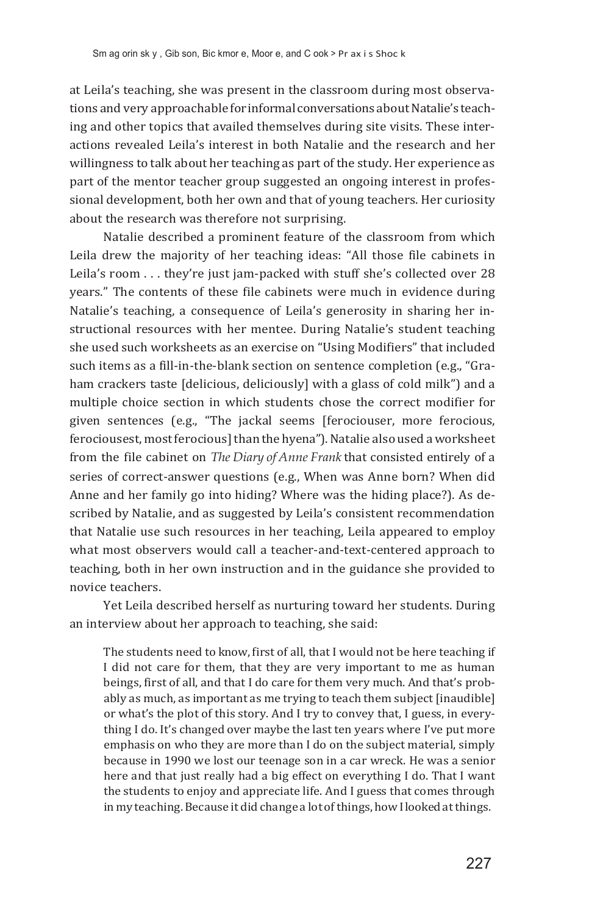at Leila's teaching, she was present in the classroom during most observations and very approachable for informal conversations about Natalie's teaching and other topics that availed themselves during site visits. These interactions revealed Leila's interest in both Natalie and the research and her willingness to talk about her teaching as part of the study. Her experience as part of the mentor teacher group suggested an ongoing interest in professional development, both her own and that of young teachers. Her curiosity about the research was therefore not surprising.

Natalie described a prominent feature of the classroom from which Leila drew the majority of her teaching ideas: "All those file cabinets in Leila's room . . . they're just jam-packed with stuff she's collected over 28 years." The contents of these file cabinets were much in evidence during Natalie's teaching, a consequence of Leila's generosity in sharing her instructional resources with her mentee. During Natalie's student teaching she used such worksheets as an exercise on "Using Modifiers" that included such items as a fill-in-the-blank section on sentence completion (e.g., "Graham crackers taste [delicious, deliciously] with a glass of cold milk") and a multiple choice section in which students chose the correct modifier for given sentences (e.g., "The jackal seems [ferociouser, more ferocious, ferociousest, most ferocious] than the hyena"). Natalie also used a worksheet from the file cabinet on *The Diary of Anne Frank* that consisted entirely of a series of correct-answer questions (e.g., When was Anne born? When did Anne and her family go into hiding? Where was the hiding place?). As described by Natalie, and as suggested by Leila's consistent recommendation that Natalie use such resources in her teaching, Leila appeared to employ what most observers would call a teacher-and-text-centered approach to teaching, both in her own instruction and in the guidance she provided to novice teachers.

Yet Leila described herself as nurturing toward her students. During an interview about her approach to teaching, she said:

> The students need to know, first of all, that I would not be here teaching if I did not care for them, that they are very important to me as human beings, first of all, and that I do care for them very much. And that's probably as much, as important as me trying to teach them subject [inaudible] or what's the plot of this story. And I try to convey that, I guess, in everything I do. It's changed over maybe the last ten years where I've put more emphasis on who they are more than I do on the subject material, simply because in 1990 we lost our teenage son in a car wreck. He was a senior here and that just really had a big effect on everything I do. That I want the students to enjoy and appreciate life. And I guess that comes through in my teaching. Because it did change a lot of things, how I looked at things.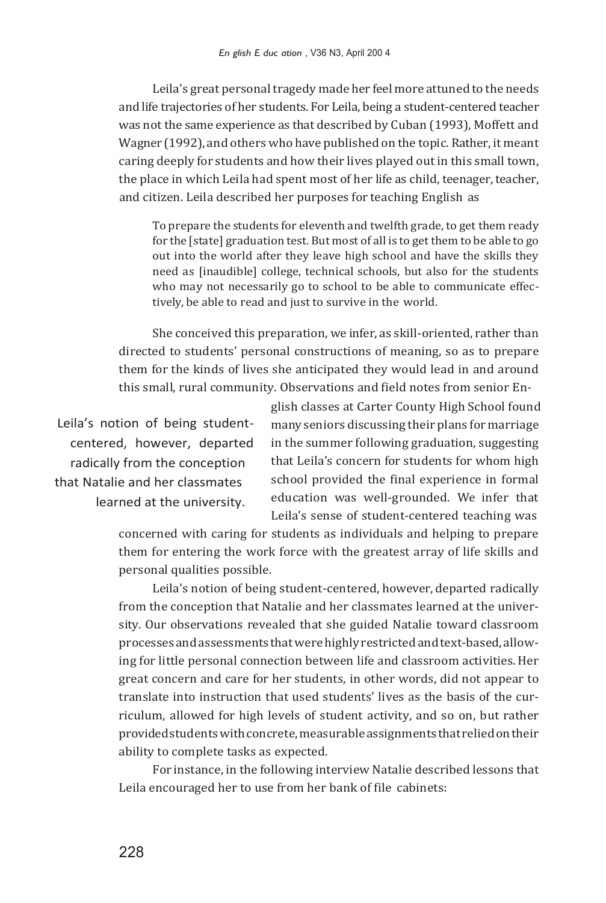Leila's great personal tragedy made her feel more attuned to the needs and life trajectories of her students. For Leila, being a student-centered teacher was not the same experience as that described by Cuban (1993), Moffett and Wagner (1992), and others who have published on the topic. Rather, it meant caring deeply for students and how their lives played out in this small town, the place in which Leila had spent most of her life as child, teenager, teacher, and citizen. Leila described her purposes for teaching English as

> To prepare the students for eleventh and twelfth grade, to get them ready for the [state] graduation test. But most of all is to get them to be able to go out into the world after they leave high school and have the skills they need as [inaudible] college, technical schools, but also for the students who may not necessarily go to school to be able to communicate effectively, be able to read and just to survive in the world.

She conceived this preparation, we infer, as skill-oriented, rather than directed to students' personal constructions of meaning, so as to prepare them for the kinds of lives she anticipated they would lead in and around this small, rural community. Observations and field notes from senior English classes at Carter County High School found many seniors discussing their plans for marriage in the summer following graduation, suggesting that Leila's concern for students for whom high school provided the final experience in formal education was well-grounded. We infer that Leila's sense of student-centered teaching was concerned with caring for students as individuals and helping to prepare them for entering the work force with the greatest array of life skills and personal qualities possible.

> Leila's notion of being student-centered, however, departed radically from the conception that Natalie and her classmates learned at the university.

Leila's notion of being student-centered, however, departed radically from the conception that Natalie and her classmates learned at the university. Our observations revealed that she guided Natalie toward classroom processes and assessments that were highly restricted and text-based, allowing for little personal connection between life and classroom activities. Her great concern and care for her students, in other words, did not appear to translate into instruction that used students' lives as the basis of the curriculum, allowed for high levels of student activity, and so on, but rather provided students with concrete, measurable assignments that relied on their ability to complete tasks as expected.

For instance, in the following interview Natalie described lessons that Leila encouraged her to use from her bank of file cabinets: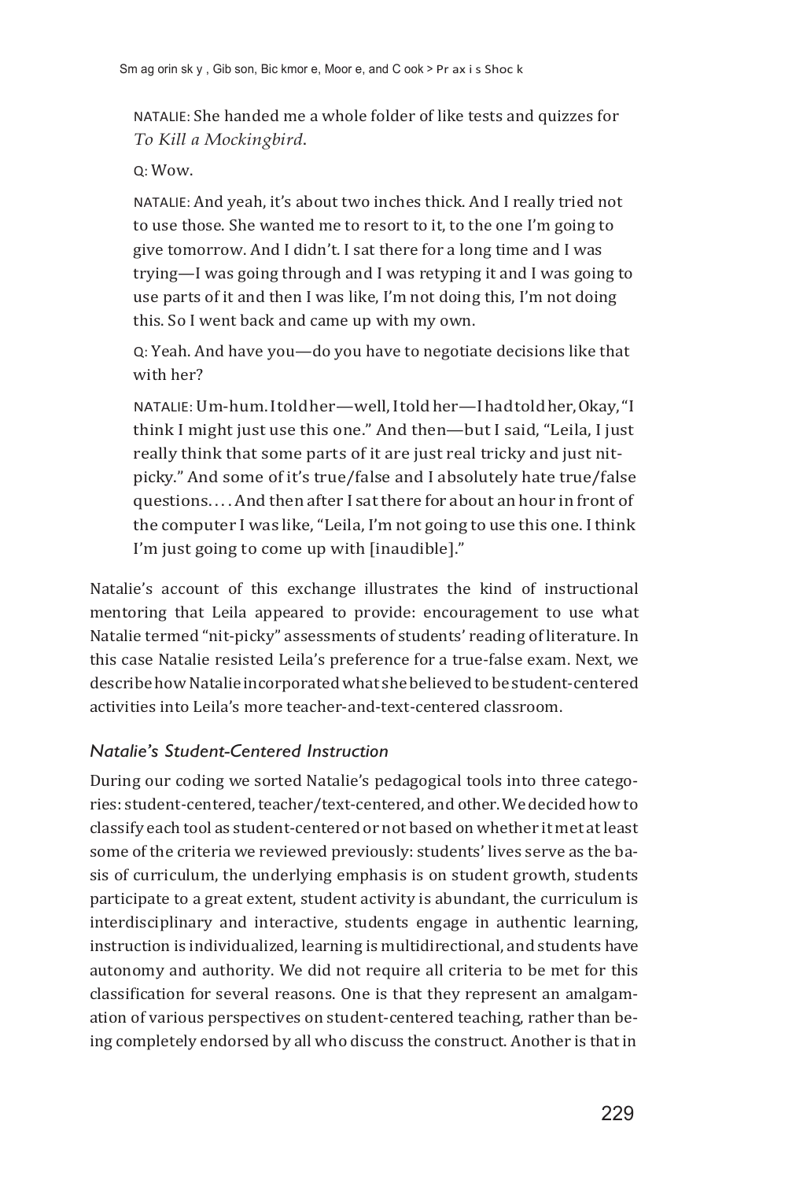NATALIE: She handed me a whole folder of like tests and quizzes for *To Kill a Mockingbird*.

Q: Wow.

NATALIE: And yeah, it's about two inches thick. And I really tried not to use those. She wanted me to resort to it, to the one I'm going to give tomorrow. And I didn't. I sat there for a long time and I was trying—I was going through and I was retyping it and I was going to use parts of it and then I was like, I'm not doing this, I'm not doing this. So I went back and came up with my own.

Q: Yeah. And have you—do you have to negotiate decisions like that with her?

NATALIE: Um-hum. I told her—well, I told her—I had told her, Okay, "I think I might just use this one." And then—but I said, "Leila, I just really think that some parts of it are just real tricky and just nit-picky." And some of it's true/false and I absolutely hate true/false questions. . . . And then after I sat there for about an hour in front of the computer I was like, "Leila, I'm not going to use this one. I think I'm just going to come up with [inaudible]."

Natalie's account of this exchange illustrates the kind of instructional mentoring that Leila appeared to provide: encouragement to use what Natalie termed "nit-picky" assessments of students' reading of literature. In this case Natalie resisted Leila's preference for a true-false exam. Next, we describe how Natalie incorporated what she believed to be student-centered activities into Leila's more teacher-and-text-centered classroom.

### *Natalie's Student-Centered Instruction*

During our coding we sorted Natalie's pedagogical tools into three categories: student-centered, teacher/text-centered, and other. We decided how to classify each tool as student-centered or not based on whether it met at least some of the criteria we reviewed previously: students' lives serve as the basis of curriculum, the underlying emphasis is on student growth, students participate to a great extent, student activity is abundant, the curriculum is interdisciplinary and interactive, students engage in authentic learning, instruction is individualized, learning is multidirectional, and students have autonomy and authority. We did not require all criteria to be met for this classification for several reasons. One is that they represent an amalgamation of various perspectives on student-centered teaching, rather than being completely endorsed by all who discuss the construct. Another is that in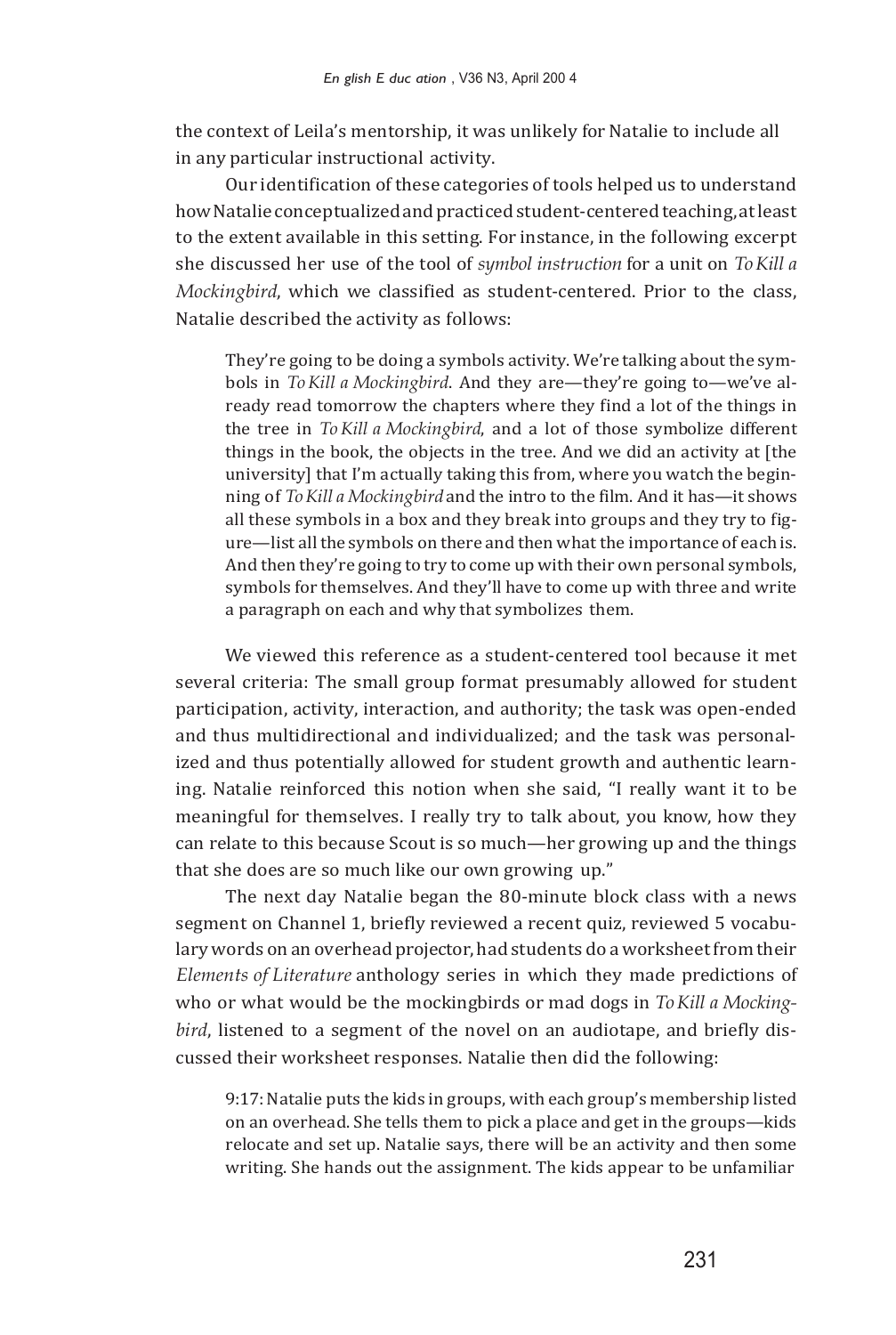the context of Leila's mentorship, it was unlikely for Natalie to include all in any particular instructional activity.

Our identification of these categories of tools helped us to understand how Natalie conceptualized and practiced student-centered teaching, at least to the extent available in this setting. For instance, in the following excerpt she discussed her use of the tool of *symbol instruction* for a unit on *To Kill a Mockingbird*, which we classified as student-centered. Prior to the class, Natalie described the activity as follows:

> They're going to be doing a symbols activity. We're talking about the symbols in *To Kill a Mockingbird*. And they are—they're going to—we've already read tomorrow the chapters where they find a lot of the things in the tree in *To Kill a Mockingbird*, and a lot of those symbolize different things in the book, the objects in the tree. And we did an activity at [the university] that I'm actually taking this from, where you watch the beginning of *To Kill a Mockingbird* and the intro to the film. And it has—it shows all these symbols in a box and they break into groups and they try to figure—list all the symbols on there and then what the importance of each is. And then they're going to try to come up with their own personal symbols, symbols for themselves. And they'll have to come up with three and write a paragraph on each and why that symbolizes them.

We viewed this reference as a student-centered tool because it met several criteria: The small group format presumably allowed for student participation, activity, interaction, and authority; the task was open-ended and thus multidirectional and individualized; and the task was personalized and thus potentially allowed for student growth and authentic learning. Natalie reinforced this notion when she said, "I really want it to be meaningful for themselves. I really try to talk about, you know, how they can relate to this because Scout is so much—her growing up and the things that she does are so much like our own growing up."

The next day Natalie began the 80-minute block class with a news segment on Channel 1, briefly reviewed a recent quiz, reviewed 5 vocabulary words on an overhead projector, had students do a worksheet from their *Elements of Literature* anthology series in which they made predictions of who or what would be the mockingbirds or mad dogs in *To Kill a Mockingbird*, listened to a segment of the novel on an audiotape, and briefly discussed their worksheet responses. Natalie then did the following:

> 9:17: Natalie puts the kids in groups, with each group's membership listed on an overhead. She tells them to pick a place and get in the groups—kids relocate and set up. Natalie says, there will be an activity and then some writing. She hands out the assignment. The kids appear to be unfamiliar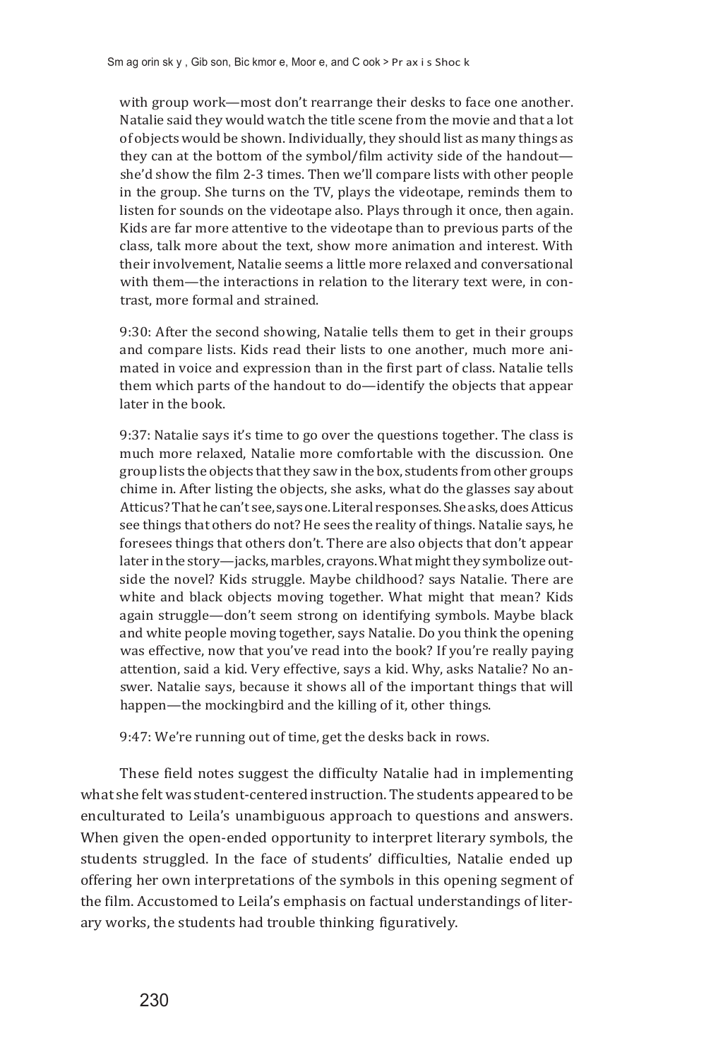with group work—most don't rearrange their desks to face one another. Natalie said they would watch the title scene from the movie and that a lot of objects would be shown. Individually, they should list as many things as they can at the bottom of the symbol/film activity side of the handout—she'd show the film 2-3 times. Then we'll compare lists with other people in the group. She turns on the TV, plays the videotape, reminds them to listen for sounds on the videotape also. Plays through it once, then again. Kids are far more attentive to the videotape than to previous parts of the class, talk more about the text, show more animation and interest. With their involvement, Natalie seems a little more relaxed and conversational with them—the interactions in relation to the literary text were, in contrast, more formal and strained.

> 9:30: After the second showing, Natalie tells them to get in their groups and compare lists. Kids read their lists to one another, much more animated in voice and expression than in the first part of class. Natalie tells them which parts of the handout to do—identify the objects that appear later in the book.
>
> 9:37: Natalie says it's time to go over the questions together. The class is much more relaxed, Natalie more comfortable with the discussion. One group lists the objects that they saw in the box, students from other groups chime in. After listing the objects, she asks, what do the glasses say about Atticus? That he can't see, says one. Literal responses. She asks, does Atticus see things that others do not? He sees the reality of things. Natalie says, he foresees things that others don't. There are also objects that don't appear later in the story—jacks, marbles, crayons. What might they symbolize outside the novel? Kids struggle. Maybe childhood? says Natalie. There are white and black objects moving together. What might that mean? Kids again struggle—don't seem strong on identifying symbols. Maybe black and white people moving together, says Natalie. Do you think the opening was effective, now that you've read into the book? If you're really paying attention, said a kid. Very effective, says a kid. Why, asks Natalie? No answer. Natalie says, because it shows all of the important things that will happen—the mockingbird and the killing of it, other things.
>
> 9:47: We're running out of time, get the desks back in rows.

These field notes suggest the difficulty Natalie had in implementing what she felt was student-centered instruction. The students appeared to be enculturated to Leila's unambiguous approach to questions and answers. When given the open-ended opportunity to interpret literary symbols, the students struggled. In the face of students' difficulties, Natalie ended up offering her own interpretations of the symbols in this opening segment of the film. Accustomed to Leila's emphasis on factual understandings of literary works, the students had trouble thinking figuratively.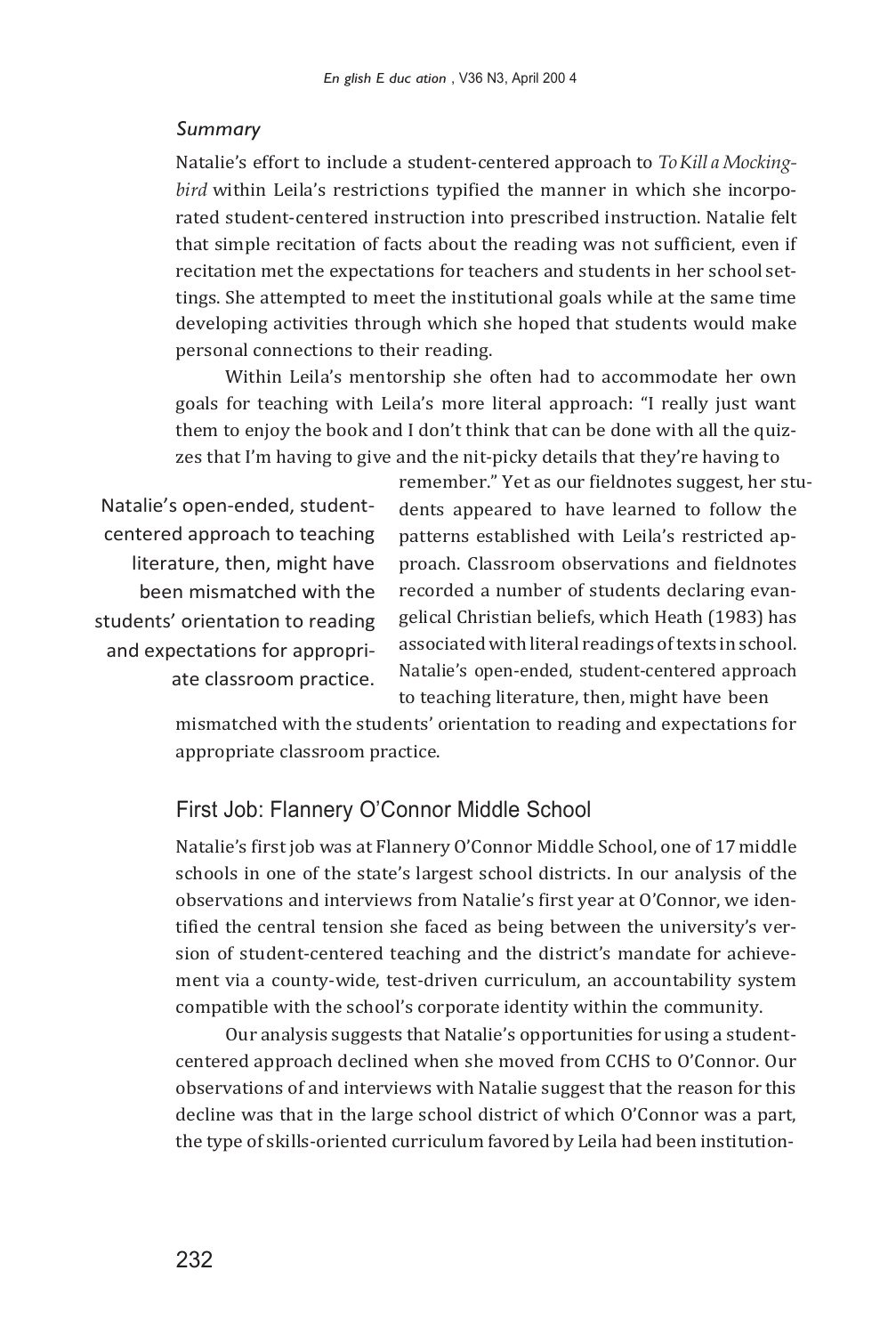### *Summary*

Natalie's effort to include a student-centered approach to *To Kill a Mockingbird* within Leila's restrictions typified the manner in which she incorporated student-centered instruction into prescribed instruction. Natalie felt that simple recitation of facts about the reading was not sufficient, even if recitation met the expectations for teachers and students in her school settings. She attempted to meet the institutional goals while at the same time developing activities through which she hoped that students would make personal connections to their reading.

Within Leila's mentorship she often had to accommodate her own goals for teaching with Leila's more literal approach: "I really just want them to enjoy the book and I don't think that can be done with all the quizzes that I'm having to give and the nit-picky details that they're having to remember." Yet as our fieldnotes suggest, her students appeared to have learned to follow the patterns established with Leila's restricted approach. Classroom observations and fieldnotes recorded a number of students declaring evangelical Christian beliefs, which Heath (1983) has associated with literal readings of texts in school. Natalie's open-ended, student-centered approach to teaching literature, then, might have been mismatched with the students' orientation to reading and expectations for appropriate classroom practice.

## First Job: Flannery O'Connor Middle School

Natalie's first job was at Flannery O'Connor Middle School, one of 17 middle schools in one of the state's largest school districts. In our analysis of the observations and interviews from Natalie's first year at O'Connor, we identified the central tension she faced as being between the university's version of student-centered teaching and the district's mandate for achievement via a county-wide, test-driven curriculum, an accountability system compatible with the school's corporate identity within the community.

Our analysis suggests that Natalie's opportunities for using a student-centered approach declined when she moved from CCHS to O'Connor. Our observations of and interviews with Natalie suggest that the reason for this decline was that in the large school district of which O'Connor was a part, the type of skills-oriented curriculum favored by Leila had been institution-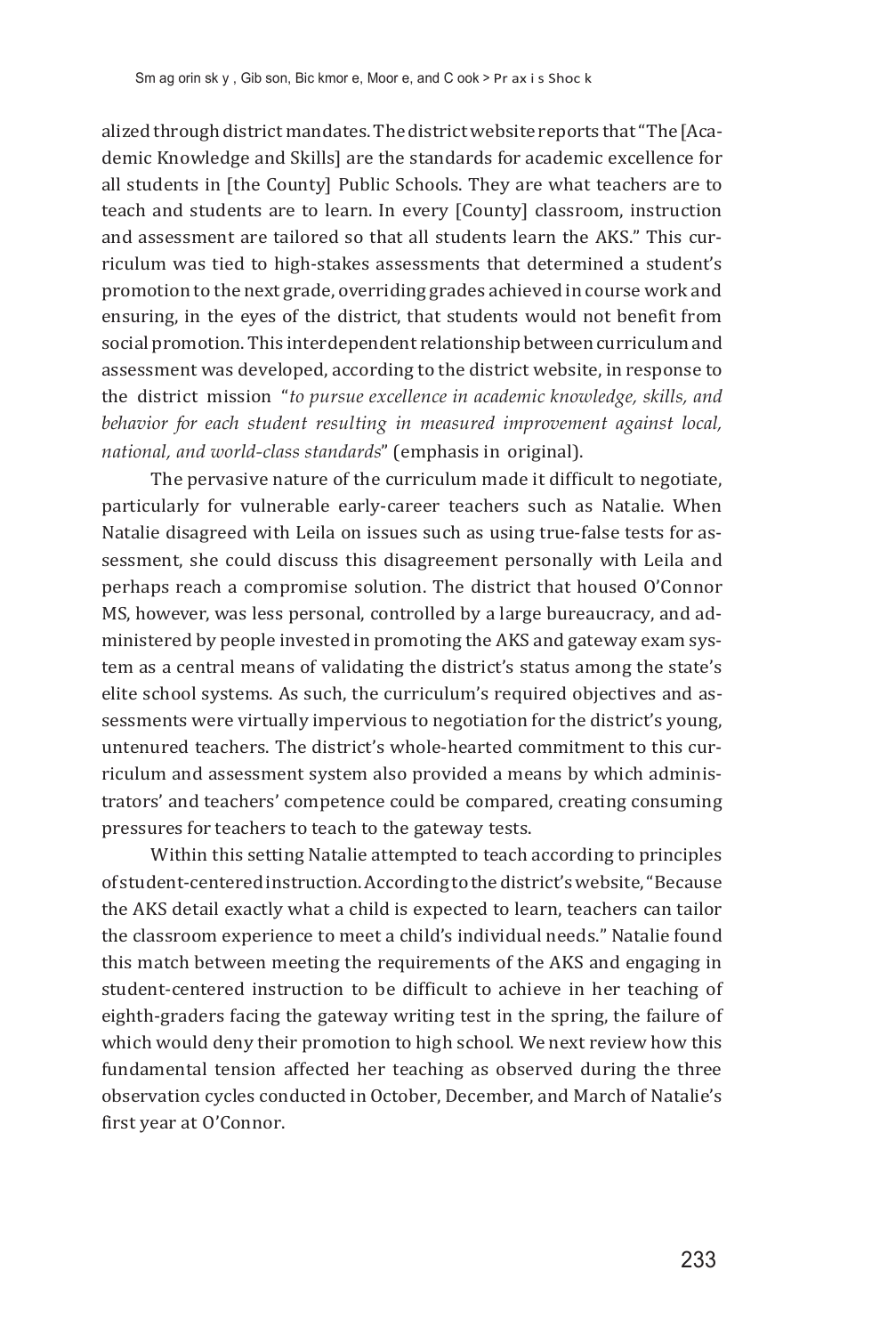alized through district mandates. The district website reports that "The [Academic Knowledge and Skills] are the standards for academic excellence for all students in [the County] Public Schools. They are what teachers are to teach and students are to learn. In every [County] classroom, instruction and assessment are tailored so that all students learn the AKS." This curriculum was tied to high-stakes assessments that determined a student's promotion to the next grade, overriding grades achieved in course work and ensuring, in the eyes of the district, that students would not benefit from social promotion. This interdependent relationship between curriculum and assessment was developed, according to the district website, in response to the district mission "*to pursue excellence in academic knowledge, skills, and behavior for each student resulting in measured improvement against local, national, and world-class standards*" (emphasis in original).

The pervasive nature of the curriculum made it difficult to negotiate, particularly for vulnerable early-career teachers such as Natalie. When Natalie disagreed with Leila on issues such as using true-false tests for assessment, she could discuss this disagreement personally with Leila and perhaps reach a compromise solution. The district that housed O'Connor MS, however, was less personal, controlled by a large bureaucracy, and administered by people invested in promoting the AKS and gateway exam system as a central means of validating the district's status among the state's elite school systems. As such, the curriculum's required objectives and assessments were virtually impervious to negotiation for the district's young, untenured teachers. The district's whole-hearted commitment to this curriculum and assessment system also provided a means by which administrators' and teachers' competence could be compared, creating consuming pressures for teachers to teach to the gateway tests.

Within this setting Natalie attempted to teach according to principles of student-centered instruction. According to the district's website, "Because the AKS detail exactly what a child is expected to learn, teachers can tailor the classroom experience to meet a child's individual needs." Natalie found this match between meeting the requirements of the AKS and engaging in student-centered instruction to be difficult to achieve in her teaching of eighth-graders facing the gateway writing test in the spring, the failure of which would deny their promotion to high school. We next review how this fundamental tension affected her teaching as observed during the three observation cycles conducted in October, December, and March of Natalie's first year at O'Connor.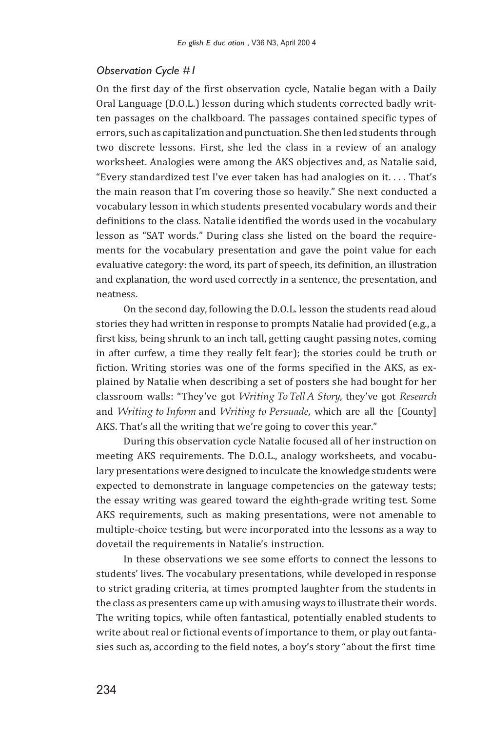### *Observation Cycle #1*

On the first day of the first observation cycle, Natalie began with a Daily Oral Language (D.O.L.) lesson during which students corrected badly written passages on the chalkboard. The passages contained specific types of errors, such as capitalization and punctuation. She then led students through two discrete lessons. First, she led the class in a review of an analogy worksheet. Analogies were among the AKS objectives and, as Natalie said, "Every standardized test I've ever taken has had analogies on it. . . . That's the main reason that I'm covering those so heavily." She next conducted a vocabulary lesson in which students presented vocabulary words and their definitions to the class. Natalie identified the words used in the vocabulary lesson as "SAT words." During class she listed on the board the requirements for the vocabulary presentation and gave the point value for each evaluative category: the word, its part of speech, its definition, an illustration and explanation, the word used correctly in a sentence, the presentation, and neatness.

On the second day, following the D.O.L. lesson the students read aloud stories they had written in response to prompts Natalie had provided (e.g., a first kiss, being shrunk to an inch tall, getting caught passing notes, coming in after curfew, a time they really felt fear); the stories could be truth or fiction. Writing stories was one of the forms specified in the AKS, as explained by Natalie when describing a set of posters she had bought for her classroom walls: "They've got *Writing To Tell A Story*, they've got *Research* and *Writing to Inform* and *Writing to Persuade*, which are all the [County] AKS. That's all the writing that we're going to cover this year."

During this observation cycle Natalie focused all of her instruction on meeting AKS requirements. The D.O.L., analogy worksheets, and vocabulary presentations were designed to inculcate the knowledge students were expected to demonstrate in language competencies on the gateway tests; the essay writing was geared toward the eighth-grade writing test. Some AKS requirements, such as making presentations, were not amenable to multiple-choice testing, but were incorporated into the lessons as a way to dovetail the requirements in Natalie's instruction.

In these observations we see some efforts to connect the lessons to students' lives. The vocabulary presentations, while developed in response to strict grading criteria, at times prompted laughter from the students in the class as presenters came up with amusing ways to illustrate their words. The writing topics, while often fantastical, potentially enabled students to write about real or fictional events of importance to them, or play out fantasies such as, according to the field notes, a boy's story "about the first time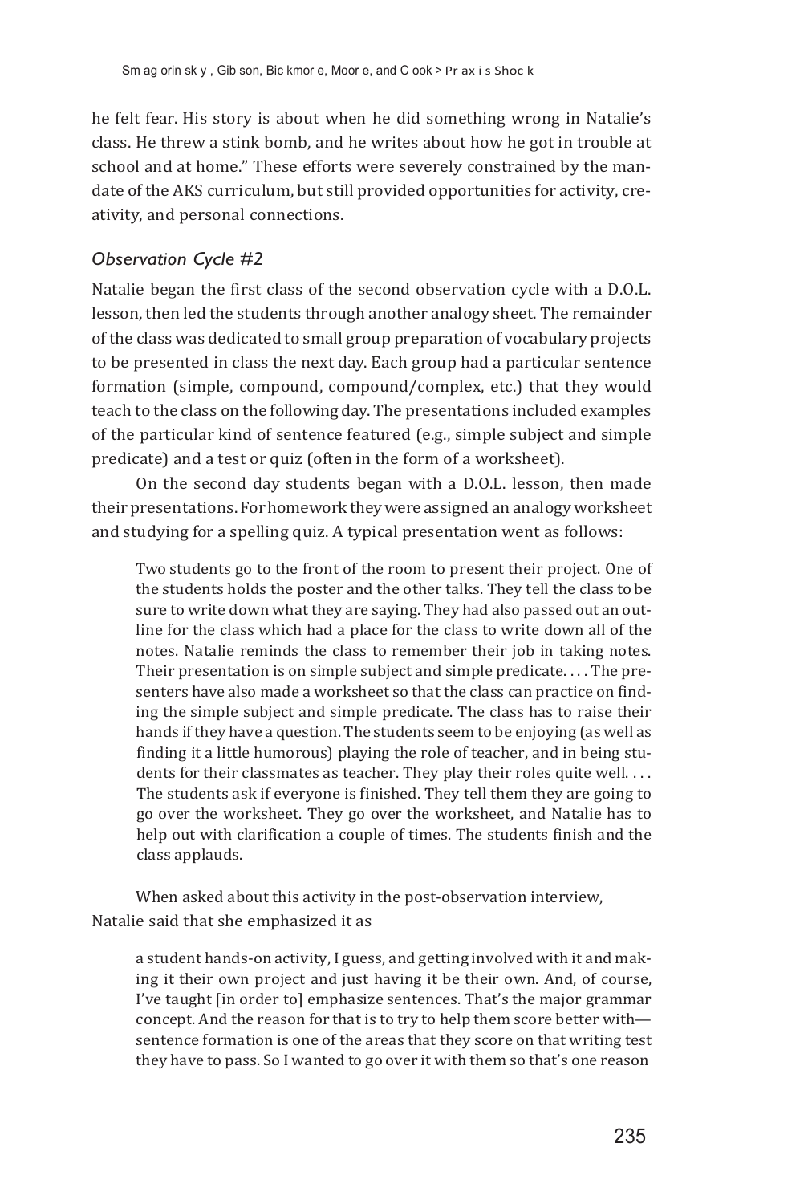he felt fear. His story is about when he did something wrong in Natalie's class. He threw a stink bomb, and he writes about how he got in trouble at school and at home." These efforts were severely constrained by the mandate of the AKS curriculum, but still provided opportunities for activity, creativity, and personal connections.

### *Observation Cycle #2*

Natalie began the first class of the second observation cycle with a D.O.L. lesson, then led the students through another analogy sheet. The remainder of the class was dedicated to small group preparation of vocabulary projects to be presented in class the next day. Each group had a particular sentence formation (simple, compound, compound/complex, etc.) that they would teach to the class on the following day. The presentations included examples of the particular kind of sentence featured (e.g., simple subject and simple predicate) and a test or quiz (often in the form of a worksheet).

On the second day students began with a D.O.L. lesson, then made their presentations. For homework they were assigned an analogy worksheet and studying for a spelling quiz. A typical presentation went as follows:

> Two students go to the front of the room to present their project. One of the students holds the poster and the other talks. They tell the class to be sure to write down what they are saying. They had also passed out an outline for the class which had a place for the class to write down all of the notes. Natalie reminds the class to remember their job in taking notes. Their presentation is on simple subject and simple predicate. . . . The presenters have also made a worksheet so that the class can practice on finding the simple subject and simple predicate. The class has to raise their hands if they have a question. The students seem to be enjoying (as well as finding it a little humorous) playing the role of teacher, and in being students for their classmates as teacher. They play their roles quite well. . . . The students ask if everyone is finished. They tell them they are going to go over the worksheet. They go over the worksheet, and Natalie has to help out with clarification a couple of times. The students finish and the class applauds.

When asked about this activity in the post-observation interview, Natalie said that she emphasized it as

> a student hands-on activity, I guess, and getting involved with it and making it their own project and just having it be their own. And, of course, I've taught [in order to] emphasize sentences. That's the major grammar concept. And the reason for that is to try to help them score better with—sentence formation is one of the areas that they score on that writing test they have to pass. So I wanted to go over it with them so that's one reason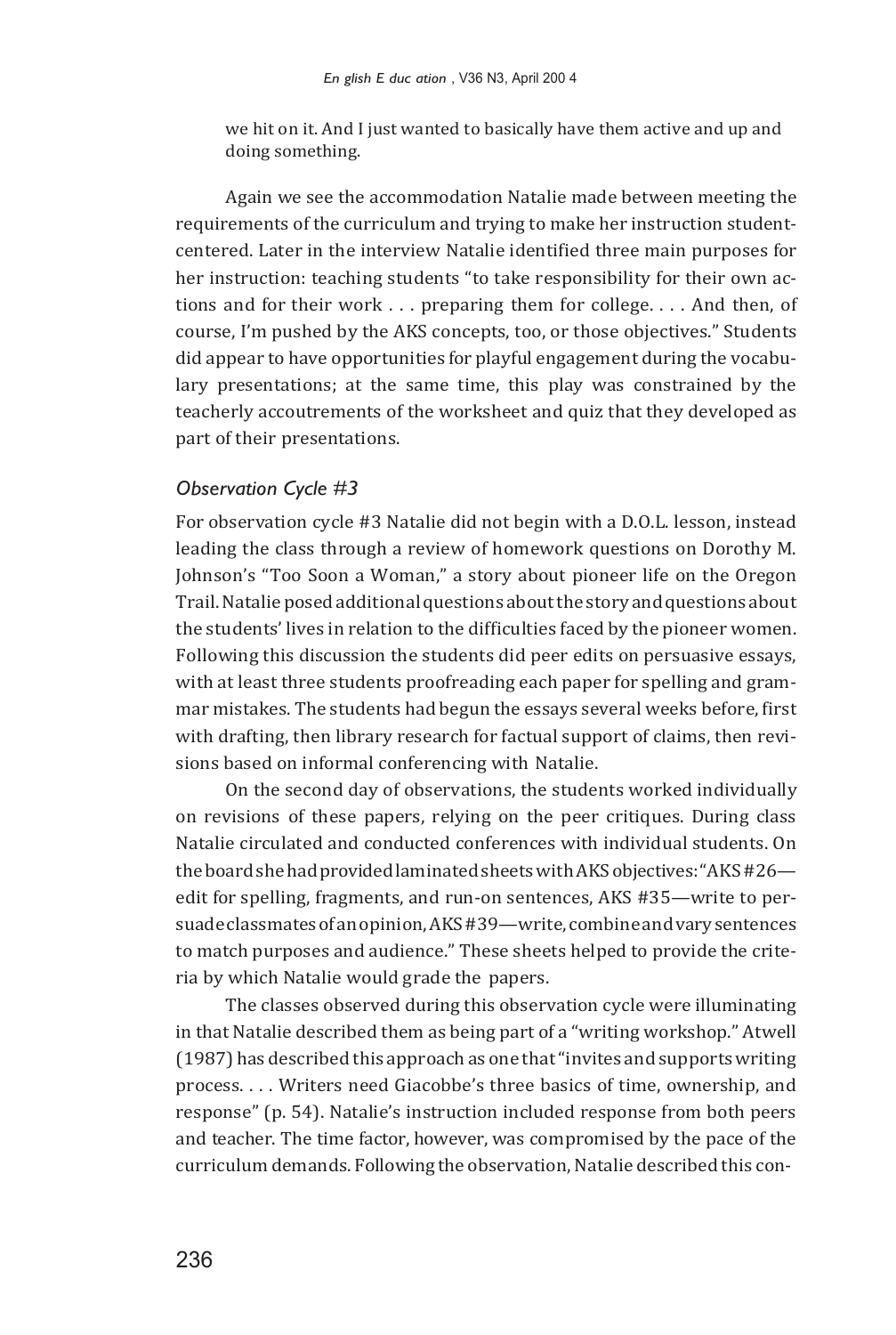we hit on it. And I just wanted to basically have them active and up and doing something.

Again we see the accommodation Natalie made between meeting the requirements of the curriculum and trying to make her instruction student-centered. Later in the interview Natalie identified three main purposes for her instruction: teaching students "to take responsibility for their own actions and for their work . . . preparing them for college. . . . And then, of course, I'm pushed by the AKS concepts, too, or those objectives." Students did appear to have opportunities for playful engagement during the vocabulary presentations; at the same time, this play was constrained by the teacherly accoutrements of the worksheet and quiz that they developed as part of their presentations.

### *Observation Cycle #3*

For observation cycle #3 Natalie did not begin with a D.O.L. lesson, instead leading the class through a review of homework questions on Dorothy M. Johnson's "Too Soon a Woman," a story about pioneer life on the Oregon Trail. Natalie posed additional questions about the story and questions about the students' lives in relation to the difficulties faced by the pioneer women. Following this discussion the students did peer edits on persuasive essays, with at least three students proofreading each paper for spelling and grammar mistakes. The students had begun the essays several weeks before, first with drafting, then library research for factual support of claims, then revisions based on informal conferencing with Natalie.

On the second day of observations, the students worked individually on revisions of these papers, relying on the peer critiques. During class Natalie circulated and conducted conferences with individual students. On the board she had provided laminated sheets with AKS objectives: "AKS #26—edit for spelling, fragments, and run-on sentences, AKS #35—write to persuade classmates of an opinion, AKS #39—write, combine and vary sentences to match purposes and audience." These sheets helped to provide the criteria by which Natalie would grade the papers.

The classes observed during this observation cycle were illuminating in that Natalie described them as being part of a "writing workshop." Atwell (1987) has described this approach as one that "invites and supports writing process. . . . Writers need Giacobbe's three basics of time, ownership, and response" (p. 54). Natalie's instruction included response from both peers and teacher. The time factor, however, was compromised by the pace of the curriculum demands. Following the observation, Natalie described this con-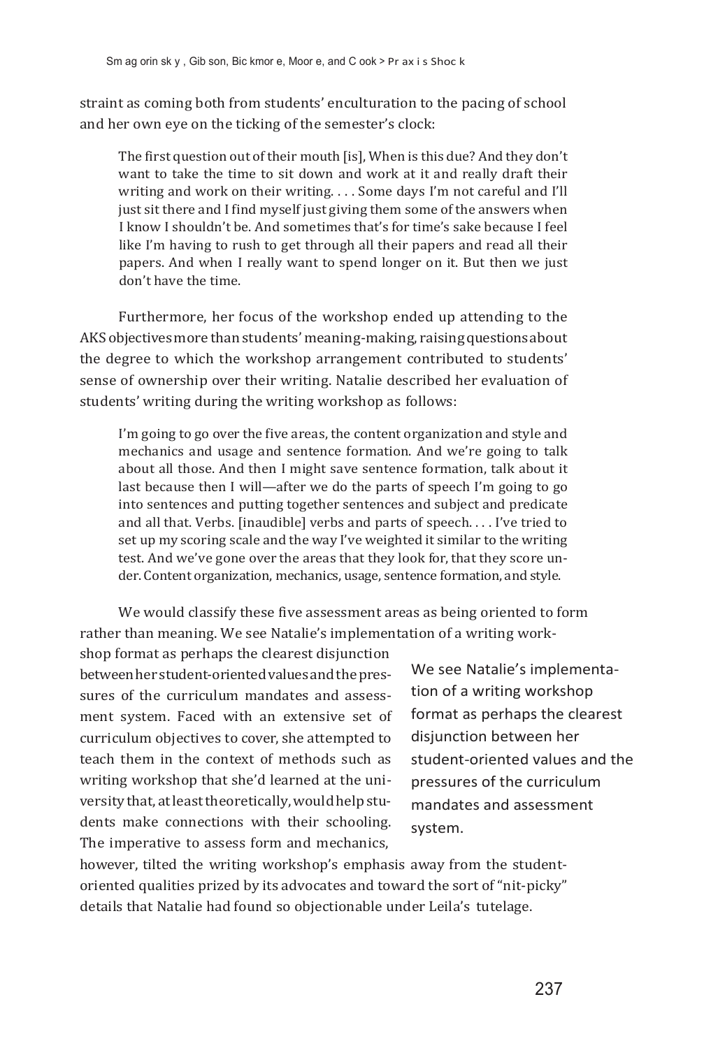straint as coming both from students' enculturation to the pacing of school and her own eye on the ticking of the semester's clock:

> The first question out of their mouth [is], When is this due? And they don't want to take the time to sit down and work at it and really draft their writing and work on their writing. . . . Some days I'm not careful and I'll just sit there and I find myself just giving them some of the answers when I know I shouldn't be. And sometimes that's for time's sake because I feel like I'm having to rush to get through all their papers and read all their papers. And when I really want to spend longer on it. But then we just don't have the time.

Furthermore, her focus of the workshop ended up attending to the AKS objectives more than students' meaning-making, raising questions about the degree to which the workshop arrangement contributed to students' sense of ownership over their writing. Natalie described her evaluation of students' writing during the writing workshop as follows:

> I'm going to go over the five areas, the content organization and style and mechanics and usage and sentence formation. And we're going to talk about all those. And then I might save sentence formation, talk about it last because then I will—after we do the parts of speech I'm going to go into sentences and putting together sentences and subject and predicate and all that. Verbs. [inaudible] verbs and parts of speech. . . . I've tried to set up my scoring scale and the way I've weighted it similar to the writing test. And we've gone over the areas that they look for, that they score under. Content organization, mechanics, usage, sentence formation, and style.

We would classify these five assessment areas as being oriented to form rather than meaning. We see Natalie's implementation of a writing workshop format as perhaps the clearest disjunction between her student-oriented values and the pressures of the curriculum mandates and assessment system. Faced with an extensive set of curriculum objectives to cover, she attempted to teach them in the context of methods such as writing workshop that she'd learned at the university that, at least theoretically, would help students make connections with their schooling. The imperative to assess form and mechanics, however, tilted the writing workshop's emphasis away from the student-oriented qualities prized by its advocates and toward the sort of "nit-picky" details that Natalie had found so objectionable under Leila's tutelage.

> We see Natalie's implementation of a writing workshop format as perhaps the clearest disjunction between her student-oriented values and the pressures of the curriculum mandates and assessment system.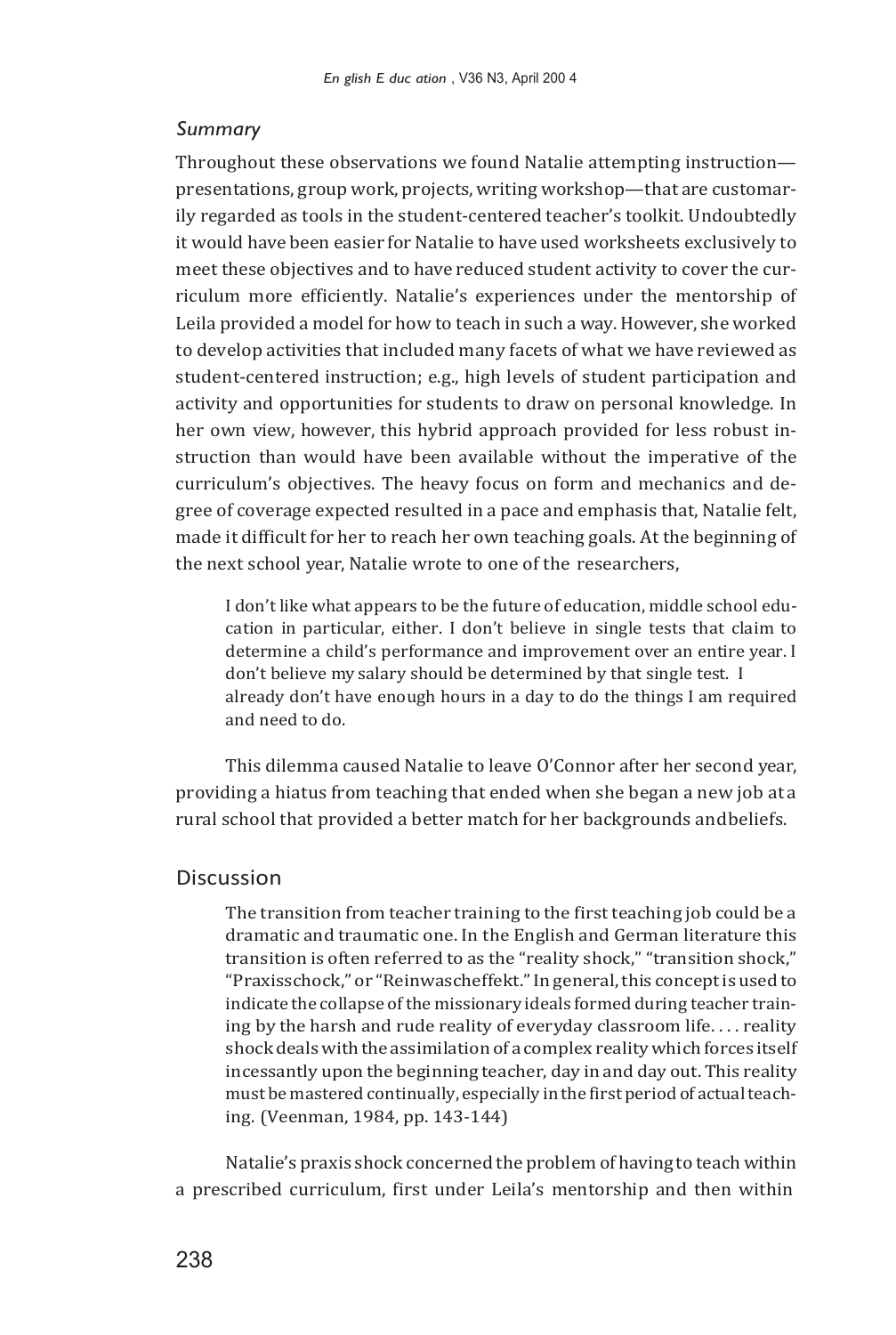*Summary*

Throughout these observations we found Natalie attempting instruction—presentations, group work, projects, writing workshop—that are customarily regarded as tools in the student-centered teacher's toolkit. Undoubtedly it would have been easier for Natalie to have used worksheets exclusively to meet these objectives and to have reduced student activity to cover the curriculum more efficiently. Natalie's experiences under the mentorship of Leila provided a model for how to teach in such a way. However, she worked to develop activities that included many facets of what we have reviewed as student-centered instruction; e.g., high levels of student participation and activity and opportunities for students to draw on personal knowledge. In her own view, however, this hybrid approach provided for less robust instruction than would have been available without the imperative of the curriculum's objectives. The heavy focus on form and mechanics and degree of coverage expected resulted in a pace and emphasis that, Natalie felt, made it difficult for her to reach her own teaching goals. At the beginning of the next school year, Natalie wrote to one of the researchers,

> I don't like what appears to be the future of education, middle school education in particular, either. I don't believe in single tests that claim to determine a child's performance and improvement over an entire year. I don't believe my salary should be determined by that single test. I already don't have enough hours in a day to do the things I am required and need to do.

This dilemma caused Natalie to leave O'Connor after her second year, providing a hiatus from teaching that ended when she began a new job at a rural school that provided a better match for her backgrounds and beliefs.

## Discussion

> The transition from teacher training to the first teaching job could be a dramatic and traumatic one. In the English and German literature this transition is often referred to as the "reality shock," "transition shock," "Praxisschock," or "Reinwascheffekt." In general, this concept is used to indicate the collapse of the missionary ideals formed during teacher training by the harsh and rude reality of everyday classroom life. . . . reality shock deals with the assimilation of a complex reality which forces itself incessantly upon the beginning teacher, day in and day out. This reality must be mastered continually, especially in the first period of actual teaching. (Veenman, 1984, pp. 143-144)

Natalie's praxis shock concerned the problem of having to teach within a prescribed curriculum, first under Leila's mentorship and then within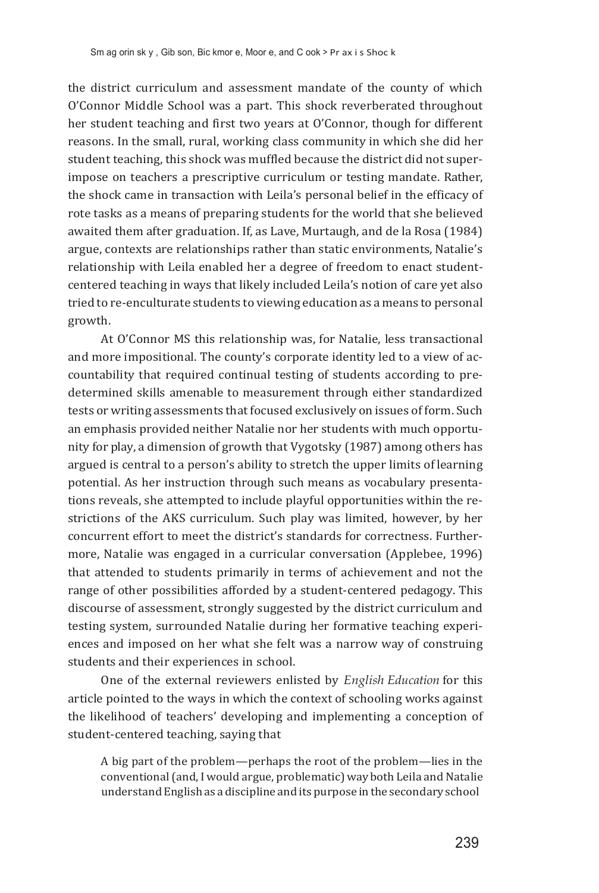the district curriculum and assessment mandate of the county of which O'Connor Middle School was a part. This shock reverberated throughout her student teaching and first two years at O'Connor, though for different reasons. In the small, rural, working class community in which she did her student teaching, this shock was muffled because the district did not superimpose on teachers a prescriptive curriculum or testing mandate. Rather, the shock came in transaction with Leila's personal belief in the efficacy of rote tasks as a means of preparing students for the world that she believed awaited them after graduation. If, as Lave, Murtaugh, and de la Rosa (1984) argue, contexts are relationships rather than static environments, Natalie's relationship with Leila enabled her a degree of freedom to enact student-centered teaching in ways that likely included Leila's notion of care yet also tried to re-enculturate students to viewing education as a means to personal growth.

At O'Connor MS this relationship was, for Natalie, less transactional and more impositional. The county's corporate identity led to a view of accountability that required continual testing of students according to predetermined skills amenable to measurement through either standardized tests or writing assessments that focused exclusively on issues of form. Such an emphasis provided neither Natalie nor her students with much opportunity for play, a dimension of growth that Vygotsky (1987) among others has argued is central to a person's ability to stretch the upper limits of learning potential. As her instruction through such means as vocabulary presentations reveals, she attempted to include playful opportunities within the restrictions of the AKS curriculum. Such play was limited, however, by her concurrent effort to meet the district's standards for correctness. Furthermore, Natalie was engaged in a curricular conversation (Applebee, 1996) that attended to students primarily in terms of achievement and not the range of other possibilities afforded by a student-centered pedagogy. This discourse of assessment, strongly suggested by the district curriculum and testing system, surrounded Natalie during her formative teaching experiences and imposed on her what she felt was a narrow way of construing students and their experiences in school.

One of the external reviewers enlisted by *English Education* for this article pointed to the ways in which the context of schooling works against the likelihood of teachers' developing and implementing a conception of student-centered teaching, saying that

> A big part of the problem—perhaps the root of the problem—lies in the conventional (and, I would argue, problematic) way both Leila and Natalie understand English as a discipline and its purpose in the secondary school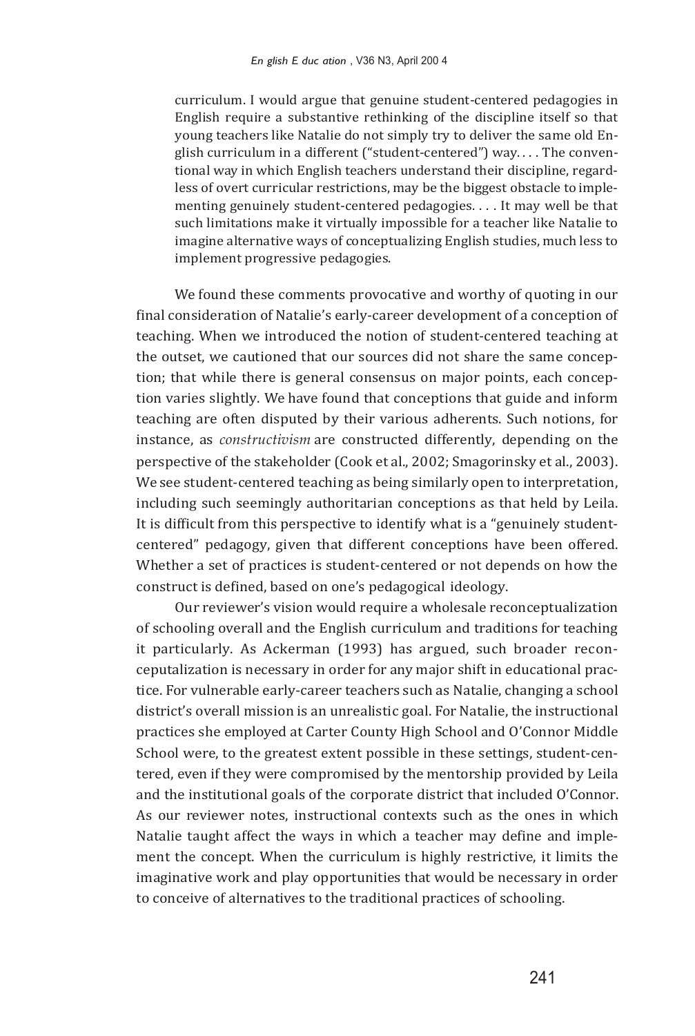> curriculum. I would argue that genuine student-centered pedagogies in English require a substantive rethinking of the discipline itself so that young teachers like Natalie do not simply try to deliver the same old English curriculum in a different ("student-centered") way. . . . The conventional way in which English teachers understand their discipline, regardless of overt curricular restrictions, may be the biggest obstacle to implementing genuinely student-centered pedagogies. . . . It may well be that such limitations make it virtually impossible for a teacher like Natalie to imagine alternative ways of conceptualizing English studies, much less to implement progressive pedagogies.

We found these comments provocative and worthy of quoting in our final consideration of Natalie's early-career development of a conception of teaching. When we introduced the notion of student-centered teaching at the outset, we cautioned that our sources did not share the same conception; that while there is general consensus on major points, each conception varies slightly. We have found that conceptions that guide and inform teaching are often disputed by their various adherents. Such notions, for instance, as *constructivism* are constructed differently, depending on the perspective of the stakeholder (Cook et al., 2002; Smagorinsky et al., 2003). We see student-centered teaching as being similarly open to interpretation, including such seemingly authoritarian conceptions as that held by Leila. It is difficult from this perspective to identify what is a "genuinely student-centered" pedagogy, given that different conceptions have been offered. Whether a set of practices is student-centered or not depends on how the construct is defined, based on one's pedagogical ideology.

Our reviewer's vision would require a wholesale reconceptualization of schooling overall and the English curriculum and traditions for teaching it particularly. As Ackerman (1993) has argued, such broader reconceptualization is necessary in order for any major shift in educational practice. For vulnerable early-career teachers such as Natalie, changing a school district's overall mission is an unrealistic goal. For Natalie, the instructional practices she employed at Carter County High School and O'Connor Middle School were, to the greatest extent possible in these settings, student-centered, even if they were compromised by the mentorship provided by Leila and the institutional goals of the corporate district that included O'Connor. As our reviewer notes, instructional contexts such as the ones in which Natalie taught affect the ways in which a teacher may define and implement the concept. When the curriculum is highly restrictive, it limits the imaginative work and play opportunities that would be necessary in order to conceive of alternatives to the traditional practices of schooling.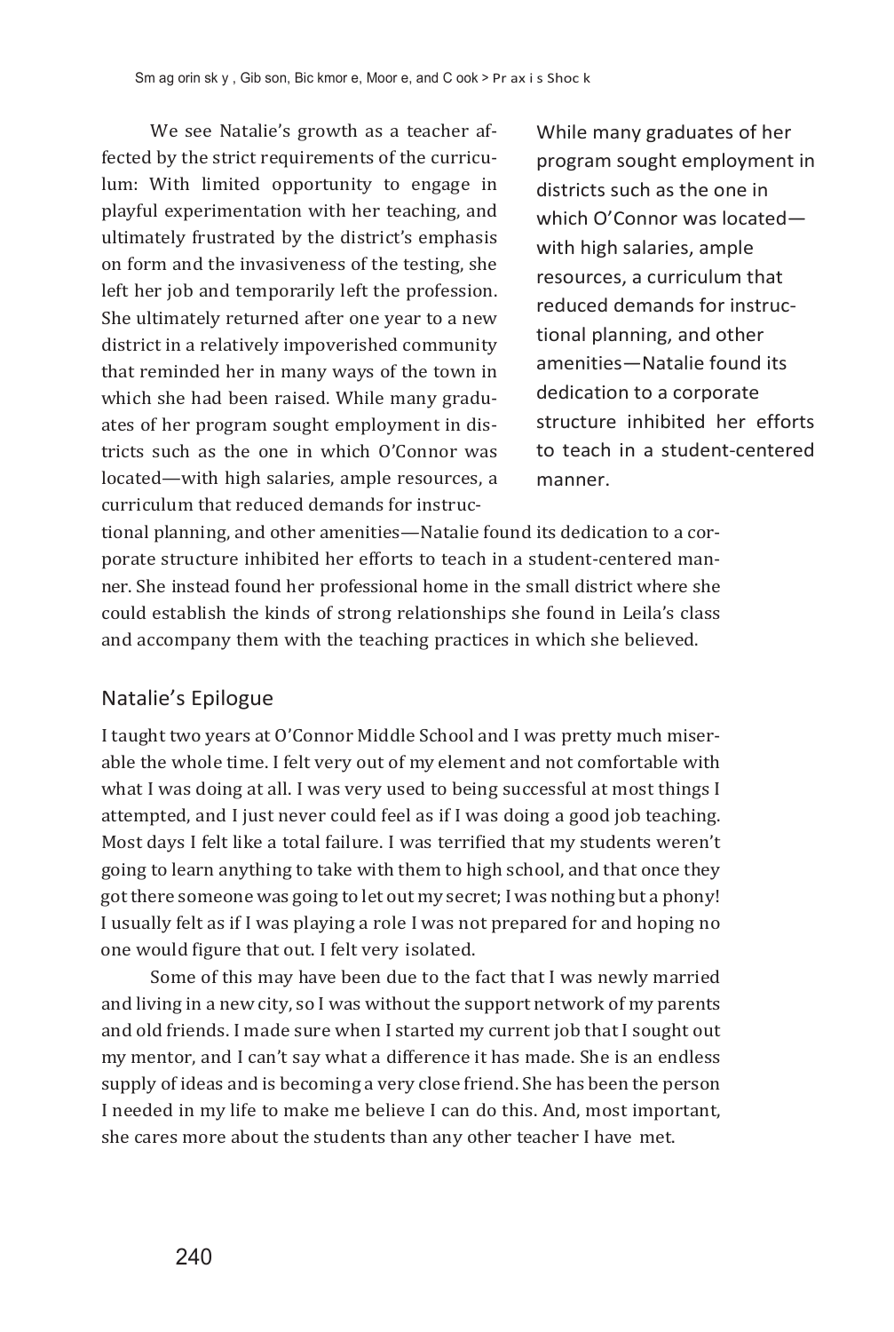We see Natalie's growth as a teacher affected by the strict requirements of the curriculum: With limited opportunity to engage in playful experimentation with her teaching, and ultimately frustrated by the district's emphasis on form and the invasiveness of the testing, she left her job and temporarily left the profession. She ultimately returned after one year to a new district in a relatively impoverished community that reminded her in many ways of the town in which she had been raised. While many graduates of her program sought employment in districts such as the one in which O'Connor was located—with high salaries, ample resources, a curriculum that reduced demands for instructional planning, and other amenities—Natalie found its dedication to a corporate structure inhibited her efforts to teach in a student-centered manner. She instead found her professional home in the small district where she could establish the kinds of strong relationships she found in Leila's class and accompany them with the teaching practices in which she believed.

> While many graduates of her program sought employment in districts such as the one in which O'Connor was located—with high salaries, ample resources, a curriculum that reduced demands for instructional planning, and other amenities—Natalie found its dedication to a corporate structure inhibited her efforts to teach in a student-centered manner.

## Natalie's Epilogue

I taught two years at O'Connor Middle School and I was pretty much miserable the whole time. I felt very out of my element and not comfortable with what I was doing at all. I was very used to being successful at most things I attempted, and I just never could feel as if I was doing a good job teaching. Most days I felt like a total failure. I was terrified that my students weren't going to learn anything to take with them to high school, and that once they got there someone was going to let out my secret; I was nothing but a phony! I usually felt as if I was playing a role I was not prepared for and hoping no one would figure that out. I felt very isolated.

Some of this may have been due to the fact that I was newly married and living in a new city, so I was without the support network of my parents and old friends. I made sure when I started my current job that I sought out my mentor, and I can't say what a difference it has made. She is an endless supply of ideas and is becoming a very close friend. She has been the person I needed in my life to make me believe I can do this. And, most important, she cares more about the students than any other teacher I have met.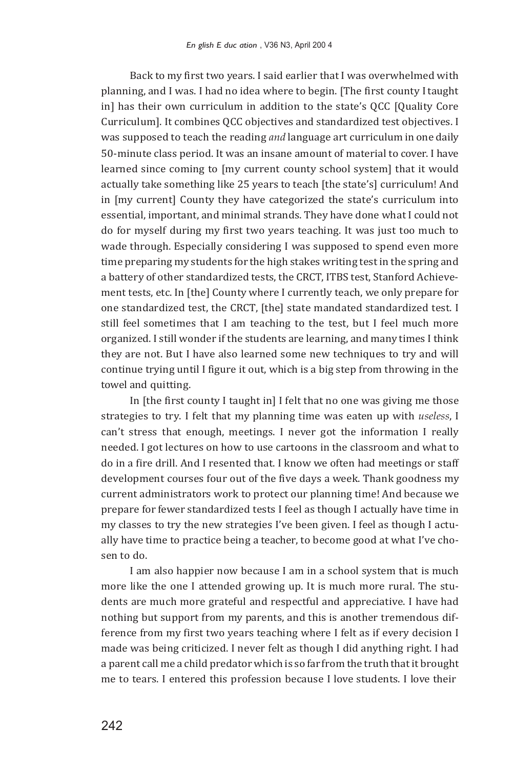Back to my first two years. I said earlier that I was overwhelmed with planning, and I was. I had no idea where to begin. [The first county I taught in] has their own curriculum in addition to the state's QCC [Quality Core Curriculum]. It combines QCC objectives and standardized test objectives. I was supposed to teach the reading *and* language art curriculum in one daily 50-minute class period. It was an insane amount of material to cover. I have learned since coming to [my current county school system] that it would actually take something like 25 years to teach [the state's] curriculum! And in [my current] County they have categorized the state's curriculum into essential, important, and minimal strands. They have done what I could not do for myself during my first two years teaching. It was just too much to wade through. Especially considering I was supposed to spend even more time preparing my students for the high stakes writing test in the spring and a battery of other standardized tests, the CRCT, ITBS test, Stanford Achievement tests, etc. In [the] County where I currently teach, we only prepare for one standardized test, the CRCT, [the] state mandated standardized test. I still feel sometimes that I am teaching to the test, but I feel much more organized. I still wonder if the students are learning, and many times I think they are not. But I have also learned some new techniques to try and will continue trying until I figure it out, which is a big step from throwing in the towel and quitting.

In [the first county I taught in] I felt that no one was giving me those strategies to try. I felt that my planning time was eaten up with *useless*, I can't stress that enough, meetings. I never got the information I really needed. I got lectures on how to use cartoons in the classroom and what to do in a fire drill. And I resented that. I know we often had meetings or staff development courses four out of the five days a week. Thank goodness my current administrators work to protect our planning time! And because we prepare for fewer standardized tests I feel as though I actually have time in my classes to try the new strategies I've been given. I feel as though I actually have time to practice being a teacher, to become good at what I've chosen to do.

I am also happier now because I am in a school system that is much more like the one I attended growing up. It is much more rural. The students are much more grateful and respectful and appreciative. I have had nothing but support from my parents, and this is another tremendous difference from my first two years teaching where I felt as if every decision I made was being criticized. I never felt as though I did anything right. I had a parent call me a child predator which is so far from the truth that it brought me to tears. I entered this profession because I love students. I love their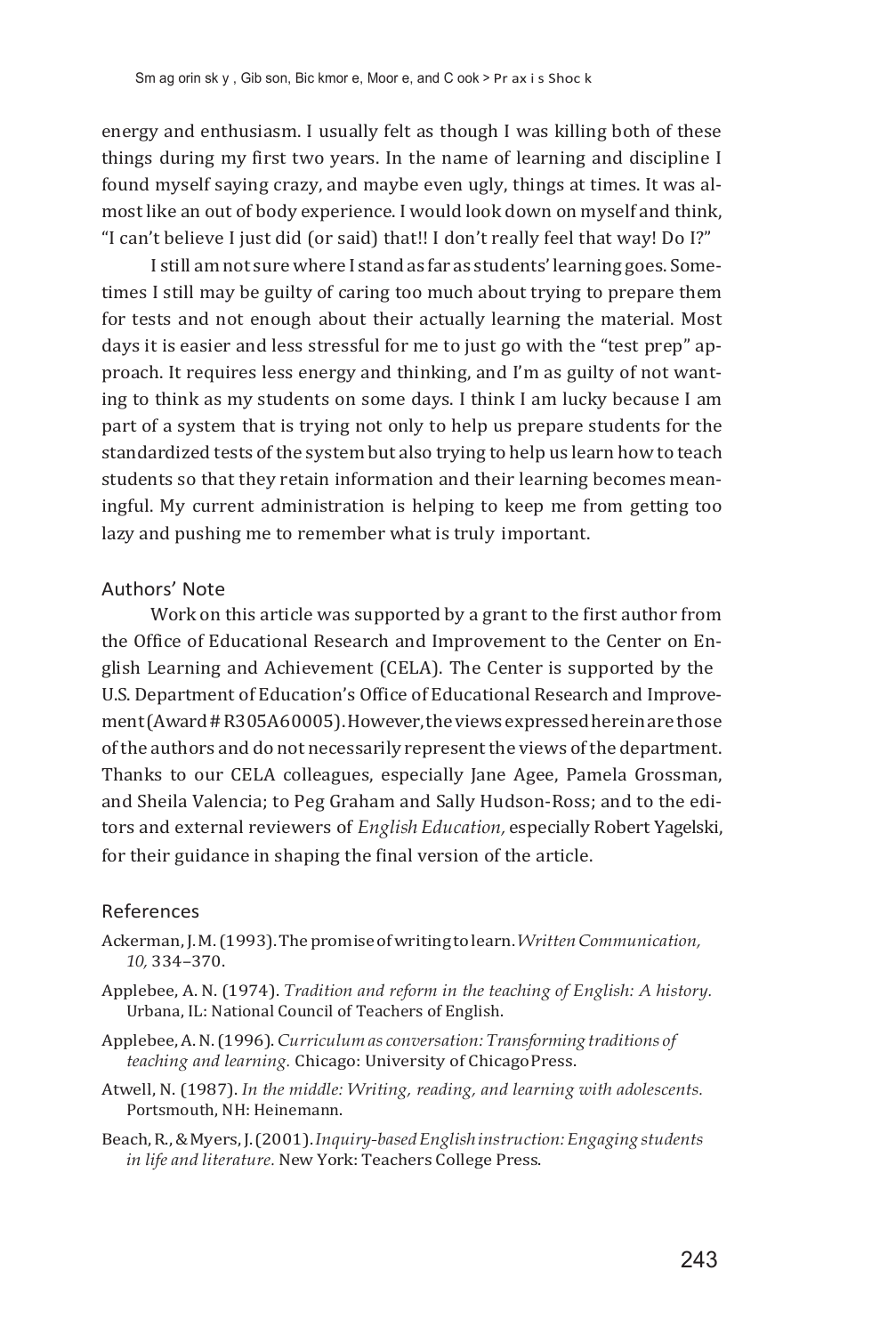energy and enthusiasm. I usually felt as though I was killing both of these things during my first two years. In the name of learning and discipline I found myself saying crazy, and maybe even ugly, things at times. It was almost like an out of body experience. I would look down on myself and think, "I can't believe I just did (or said) that!! I don't really feel that way! Do I?"

I still am not sure where I stand as far as students' learning goes. Sometimes I still may be guilty of caring too much about trying to prepare them for tests and not enough about their actually learning the material. Most days it is easier and less stressful for me to just go with the "test prep" approach. It requires less energy and thinking, and I'm as guilty of not wanting to think as my students on some days. I think I am lucky because I am part of a system that is trying not only to help us prepare students for the standardized tests of the system but also trying to help us learn how to teach students so that they retain information and their learning becomes meaningful. My current administration is helping to keep me from getting too lazy and pushing me to remember what is truly important.

## Authors' Note

Work on this article was supported by a grant to the first author from the Office of Educational Research and Improvement to the Center on English Learning and Achievement (CELA). The Center is supported by the U.S. Department of Education's Office of Educational Research and Improvement (Award # R305A60005). However, the views expressed herein are those of the authors and do not necessarily represent the views of the department. Thanks to our CELA colleagues, especially Jane Agee, Pamela Grossman, and Sheila Valencia; to Peg Graham and Sally Hudson-Ross; and to the editors and external reviewers of *English Education,* especially Robert Yagelski, for their guidance in shaping the final version of the article.

## References

Ackerman, J. M. (1993). The promise of writing to learn. *Written Communication, 10,* 334–370.

Applebee, A. N. (1974). *Tradition and reform in the teaching of English: A history.* Urbana, IL: National Council of Teachers of English.

Applebee, A. N. (1996). *Curriculum as conversation: Transforming traditions of teaching and learning.* Chicago: University of Chicago Press.

Atwell, N. (1987). *In the middle: Writing, reading, and learning with adolescents.* Portsmouth, NH: Heinemann.

Beach, R., & Myers, J. (2001). *Inquiry-based English instruction: Engaging students in life and literature.* New York: Teachers College Press.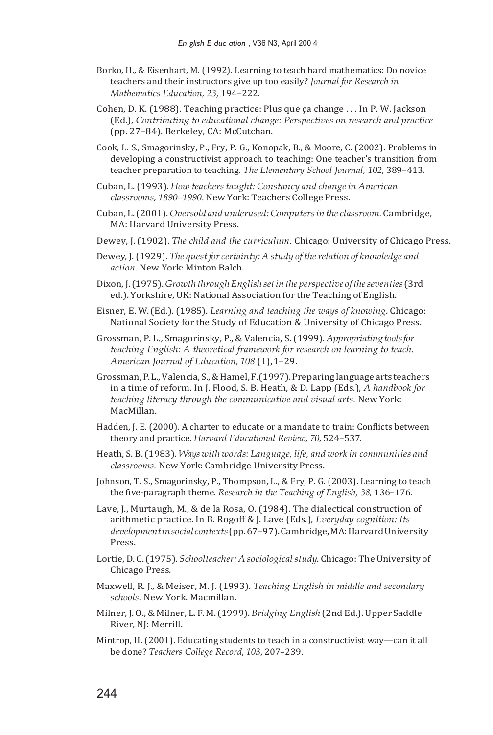Borko, H., & Eisenhart, M. (1992). Learning to teach hard mathematics: Do novice teachers and their instructors give up too easily? *Journal for Research in Mathematics Education, 23,* 194–222.

Cohen, D. K. (1988). Teaching practice: Plus que ça change . . . In P. W. Jackson (Ed.), *Contributing to educational change: Perspectives on research and practice* (pp. 27–84). Berkeley, CA: McCutchan.

Cook, L. S., Smagorinsky, P., Fry, P. G., Konopak, B., & Moore, C. (2002). Problems in developing a constructivist approach to teaching: One teacher's transition from teacher preparation to teaching. *The Elementary School Journal, 102*, 389–413.

Cuban, L. (1993). *How teachers taught: Constancy and change in American classrooms, 1890–1990.* New York: Teachers College Press.

Cuban, L. (2001). *Oversold and underused: Computers in the classroom.* Cambridge, MA: Harvard University Press.

Dewey, J. (1902). *The child and the curriculum.* Chicago: University of Chicago Press.

Dewey, J. (1929). *The quest for certainty: A study of the relation of knowledge and action.* New York: Minton Balch.

Dixon, J. (1975). *Growth through English set in the perspective of the seventies* (3rd ed.). Yorkshire, UK: National Association for the Teaching of English.

Eisner, E. W. (Ed.). (1985). *Learning and teaching the ways of knowing*. Chicago: National Society for the Study of Education & University of Chicago Press.

Grossman, P. L., Smagorinsky, P., & Valencia, S. (1999). *Appropriating tools for teaching English: A theoretical framework for research on learning to teach. American Journal of Education*, *108* (1), 1–29.

Grossman, P. L., Valencia, S., & Hamel, F. (1997). Preparing language arts teachers in a time of reform. In J. Flood, S. B. Heath, & D. Lapp (Eds.), *A handbook for teaching literacy through the communicative and visual arts.* New York: MacMillan.

Hadden, J. E. (2000). A charter to educate or a mandate to train: Conflicts between theory and practice. *Harvard Educational Review*, *70*, 524–537.

Heath, S. B. (1983). *Ways with words: Language, life, and work in communities and classrooms.* New York: Cambridge University Press.

Johnson, T. S., Smagorinsky, P., Thompson, L., & Fry, P. G. (2003). Learning to teach the five-paragraph theme. *Research in the Teaching of English, 38*, 136–176.

Lave, J., Murtaugh, M., & de la Rosa, O. (1984). The dialectical construction of arithmetic practice. In B. Rogoff & J. Lave (Eds.), *Everyday cognition: Its development in social contexts* (pp. 67–97). Cambridge, MA: Harvard University Press.

Lortie, D. C. (1975). *Schoolteacher: A sociological study*. Chicago: The University of Chicago Press.

Maxwell, R. J., & Meiser, M. J. (1993). *Teaching English in middle and secondary schools.* New York. Macmillan.

Milner, J. O., & Milner, L. F. M. (1999). *Bridging English* (2nd Ed.). Upper Saddle River, NJ: Merrill.

Mintrop, H. (2001). Educating students to teach in a constructivist way—can it all be done? *Teachers College Record*, *103*, 207–239.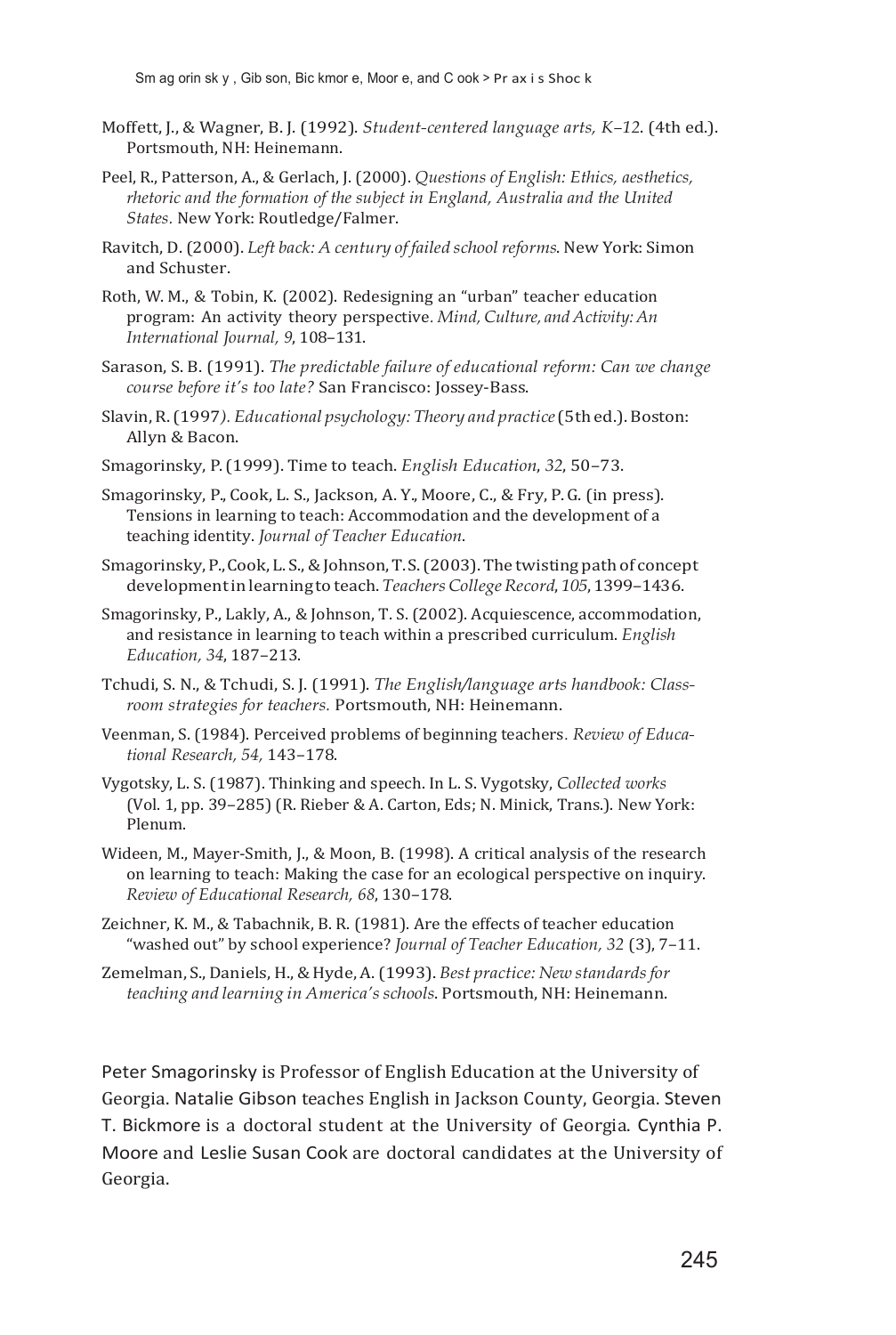Moffett, J., & Wagner, B. J. (1992). *Student-centered language arts, K–12*. (4th ed.). Portsmouth, NH: Heinemann.

Peel, R., Patterson, A., & Gerlach, J. (2000). *Questions of English: Ethics, aesthetics, rhetoric and the formation of the subject in England, Australia and the United States.* New York: Routledge/Falmer.

Ravitch, D. (2000). *Left back: A century of failed school reforms*. New York: Simon and Schuster.

Roth, W. M., & Tobin, K. (2002). Redesigning an "urban" teacher education program: An activity theory perspective. *Mind, Culture, and Activity: An International Journal, 9*, 108–131.

Sarason, S. B. (1991). *The predictable failure of educational reform: Can we change course before it's too late?* San Francisco: Jossey-Bass.

Slavin, R. (1997). *Educational psychology: Theory and practice* (5th ed.). Boston: Allyn & Bacon.

Smagorinsky, P. (1999). Time to teach. *English Education*, *32*, 50–73.

Smagorinsky, P., Cook, L. S., Jackson, A. Y., Moore, C., & Fry, P. G. (in press). Tensions in learning to teach: Accommodation and the development of a teaching identity. *Journal of Teacher Education*.

Smagorinsky, P., Cook, L. S., & Johnson, T. S. (2003). The twisting path of concept development in learning to teach. *Teachers College Record*, *105*, 1399–1436.

Smagorinsky, P., Lakly, A., & Johnson, T. S. (2002). Acquiescence, accommodation, and resistance in learning to teach within a prescribed curriculum. *English Education, 34*, 187–213.

Tchudi, S. N., & Tchudi, S. J. (1991). *The English/language arts handbook: Classroom strategies for teachers.* Portsmouth, NH: Heinemann.

Veenman, S. (1984). Perceived problems of beginning teachers. *Review of Educational Research, 54,* 143–178.

Vygotsky, L. S. (1987). Thinking and speech. In L. S. Vygotsky, *Collected works* (Vol. 1, pp. 39–285) (R. Rieber & A. Carton, Eds; N. Minick, Trans.). New York: Plenum.

Wideen, M., Mayer-Smith, J., & Moon, B. (1998). A critical analysis of the research on learning to teach: Making the case for an ecological perspective on inquiry. *Review of Educational Research, 68*, 130–178.

Zeichner, K. M., & Tabachnik, B. R. (1981). Are the effects of teacher education "washed out" by school experience? *Journal of Teacher Education, 32* (3), 7–11.

Zemelman, S., Daniels, H., & Hyde, A. (1993). *Best practice: New standards for teaching and learning in America's schools*. Portsmouth, NH: Heinemann.

Peter Smagorinsky is Professor of English Education at the University of Georgia. Natalie Gibson teaches English in Jackson County, Georgia. Steven T. Bickmore is a doctoral student at the University of Georgia. Cynthia P. Moore and Leslie Susan Cook are doctoral candidates at the University of Georgia.